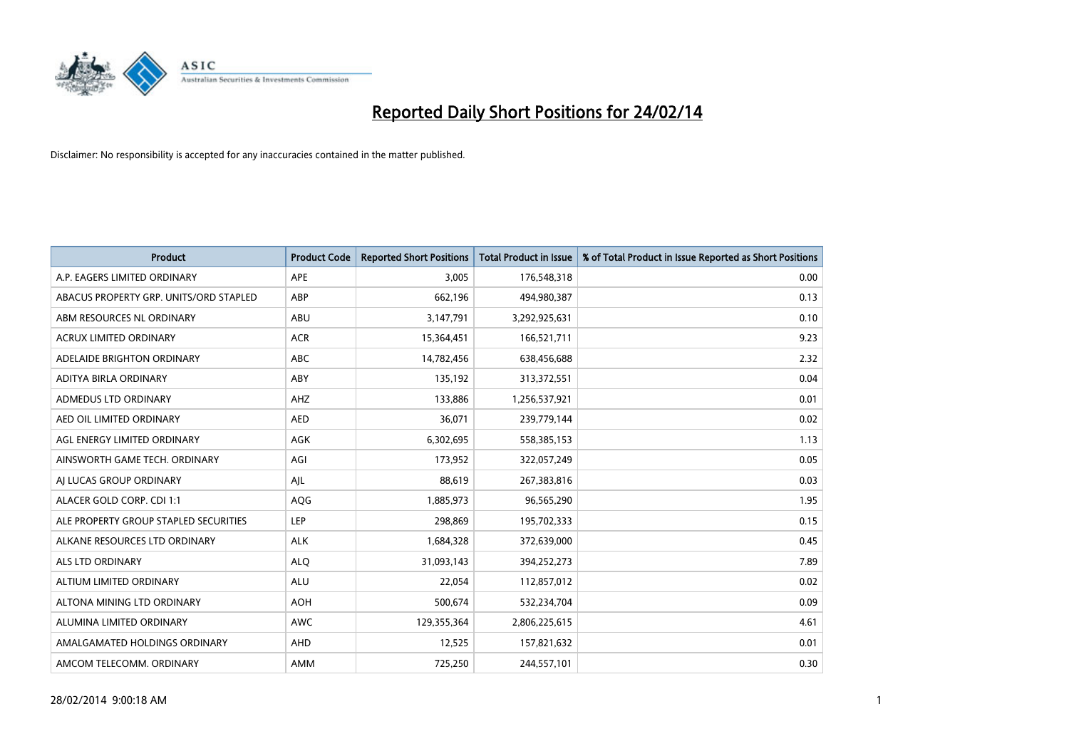# Reported Daily Short Positions for 24/02/14

Disclaimer: No responsibility is accepted for any inaccuracies contained in the matter published.

| Product | Product Code | Reported Short Positions | Total Product in Issue | % of Total Product in Issue Reported as Short Positions |
|---|---|---|---|---|
| A.P. EAGERS LIMITED ORDINARY | APE | 3,005 | 176,548,318 | 0.00 |
| ABACUS PROPERTY GRP. UNITS/ORD STAPLED | ABP | 662,196 | 494,980,387 | 0.13 |
| ABM RESOURCES NL ORDINARY | ABU | 3,147,791 | 3,292,925,631 | 0.10 |
| ACRUX LIMITED ORDINARY | ACR | 15,364,451 | 166,521,711 | 9.23 |
| ADELAIDE BRIGHTON ORDINARY | ABC | 14,782,456 | 638,456,688 | 2.32 |
| ADITYA BIRLA ORDINARY | ABY | 135,192 | 313,372,551 | 0.04 |
| ADMEDUS LTD ORDINARY | AHZ | 133,886 | 1,256,537,921 | 0.01 |
| AED OIL LIMITED ORDINARY | AED | 36,071 | 239,779,144 | 0.02 |
| AGL ENERGY LIMITED ORDINARY | AGK | 6,302,695 | 558,385,153 | 1.13 |
| AINSWORTH GAME TECH. ORDINARY | AGI | 173,952 | 322,057,249 | 0.05 |
| AJ LUCAS GROUP ORDINARY | AJL | 88,619 | 267,383,816 | 0.03 |
| ALACER GOLD CORP. CDI 1:1 | AQG | 1,885,973 | 96,565,290 | 1.95 |
| ALE PROPERTY GROUP STAPLED SECURITIES | LEP | 298,869 | 195,702,333 | 0.15 |
| ALKANE RESOURCES LTD ORDINARY | ALK | 1,684,328 | 372,639,000 | 0.45 |
| ALS LTD ORDINARY | ALQ | 31,093,143 | 394,252,273 | 7.89 |
| ALTIUM LIMITED ORDINARY | ALU | 22,054 | 112,857,012 | 0.02 |
| ALTONA MINING LTD ORDINARY | AOH | 500,674 | 532,234,704 | 0.09 |
| ALUMINA LIMITED ORDINARY | AWC | 129,355,364 | 2,806,225,615 | 4.61 |
| AMALGAMATED HOLDINGS ORDINARY | AHD | 12,525 | 157,821,632 | 0.01 |
| AMCOM TELECOMM. ORDINARY | AMM | 725,250 | 244,557,101 | 0.30 |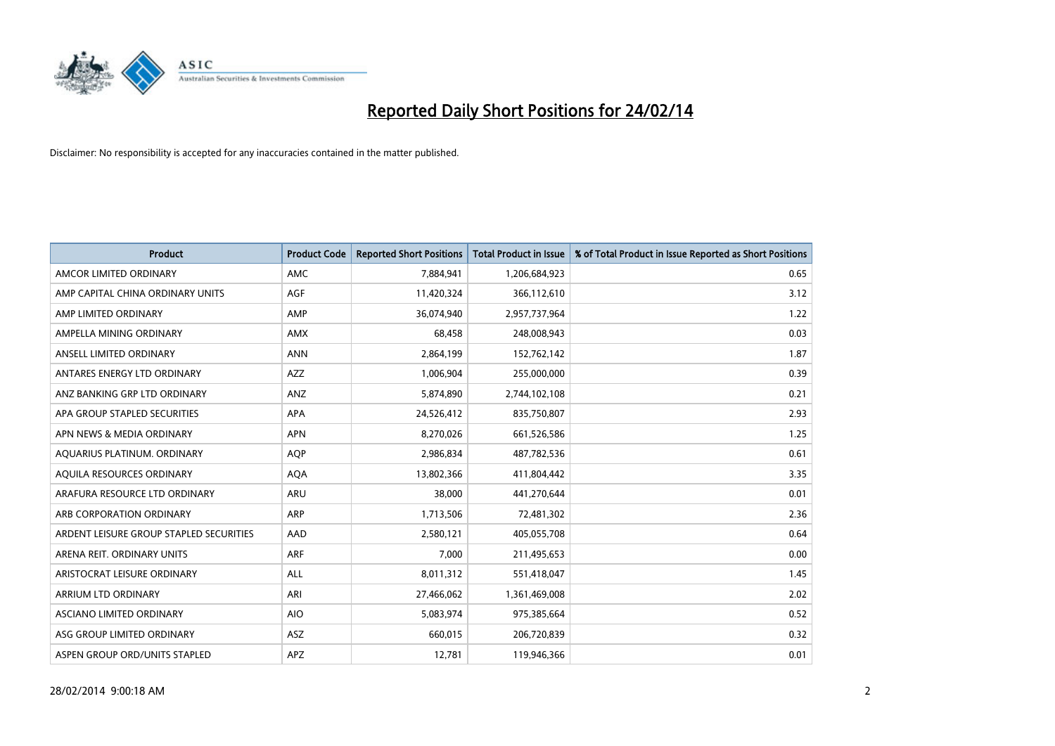# Reported Daily Short Positions for 24/02/14

Disclaimer: No responsibility is accepted for any inaccuracies contained in the matter published.

| Product | Product Code | Reported Short Positions | Total Product in Issue | % of Total Product in Issue Reported as Short Positions |
|---|---|---|---|---|
| AMCOR LIMITED ORDINARY | AMC | 7,884,941 | 1,206,684,923 | 0.65 |
| AMP CAPITAL CHINA ORDINARY UNITS | AGF | 11,420,324 | 366,112,610 | 3.12 |
| AMP LIMITED ORDINARY | AMP | 36,074,940 | 2,957,737,964 | 1.22 |
| AMPELLA MINING ORDINARY | AMX | 68,458 | 248,008,943 | 0.03 |
| ANSELL LIMITED ORDINARY | ANN | 2,864,199 | 152,762,142 | 1.87 |
| ANTARES ENERGY LTD ORDINARY | AZZ | 1,006,904 | 255,000,000 | 0.39 |
| ANZ BANKING GRP LTD ORDINARY | ANZ | 5,874,890 | 2,744,102,108 | 0.21 |
| APA GROUP STAPLED SECURITIES | APA | 24,526,412 | 835,750,807 | 2.93 |
| APN NEWS & MEDIA ORDINARY | APN | 8,270,026 | 661,526,586 | 1.25 |
| AQUARIUS PLATINUM. ORDINARY | AQP | 2,986,834 | 487,782,536 | 0.61 |
| AQUILA RESOURCES ORDINARY | AQA | 13,802,366 | 411,804,442 | 3.35 |
| ARAFURA RESOURCE LTD ORDINARY | ARU | 38,000 | 441,270,644 | 0.01 |
| ARB CORPORATION ORDINARY | ARP | 1,713,506 | 72,481,302 | 2.36 |
| ARDENT LEISURE GROUP STAPLED SECURITIES | AAD | 2,580,121 | 405,055,708 | 0.64 |
| ARENA REIT. ORDINARY UNITS | ARF | 7,000 | 211,495,653 | 0.00 |
| ARISTOCRAT LEISURE ORDINARY | ALL | 8,011,312 | 551,418,047 | 1.45 |
| ARRIUM LTD ORDINARY | ARI | 27,466,062 | 1,361,469,008 | 2.02 |
| ASCIANO LIMITED ORDINARY | AIO | 5,083,974 | 975,385,664 | 0.52 |
| ASG GROUP LIMITED ORDINARY | ASZ | 660,015 | 206,720,839 | 0.32 |
| ASPEN GROUP ORD/UNITS STAPLED | APZ | 12,781 | 119,946,366 | 0.01 |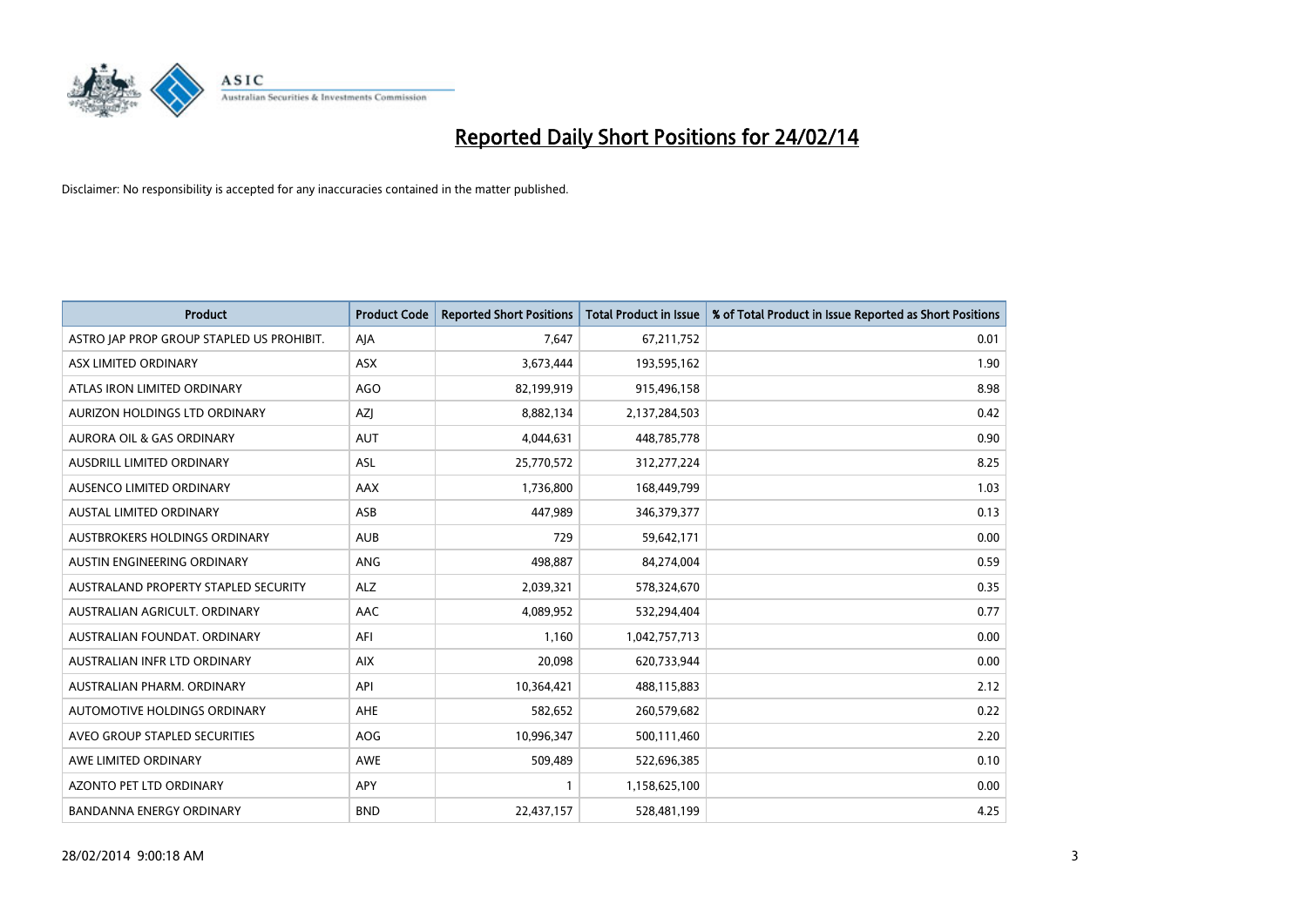# Reported Daily Short Positions for 24/02/14

Disclaimer: No responsibility is accepted for any inaccuracies contained in the matter published.

| Product | Product Code | Reported Short Positions | Total Product in Issue | % of Total Product in Issue Reported as Short Positions |
|---|---|---|---|---|
| ASTRO JAP PROP GROUP STAPLED US PROHIBIT. | AJA | 7,647 | 67,211,752 | 0.01 |
| ASX LIMITED ORDINARY | ASX | 3,673,444 | 193,595,162 | 1.90 |
| ATLAS IRON LIMITED ORDINARY | AGO | 82,199,919 | 915,496,158 | 8.98 |
| AURIZON HOLDINGS LTD ORDINARY | AZJ | 8,882,134 | 2,137,284,503 | 0.42 |
| AURORA OIL & GAS ORDINARY | AUT | 4,044,631 | 448,785,778 | 0.90 |
| AUSDRILL LIMITED ORDINARY | ASL | 25,770,572 | 312,277,224 | 8.25 |
| AUSENCO LIMITED ORDINARY | AAX | 1,736,800 | 168,449,799 | 1.03 |
| AUSTAL LIMITED ORDINARY | ASB | 447,989 | 346,379,377 | 0.13 |
| AUSTBROKERS HOLDINGS ORDINARY | AUB | 729 | 59,642,171 | 0.00 |
| AUSTIN ENGINEERING ORDINARY | ANG | 498,887 | 84,274,004 | 0.59 |
| AUSTRALAND PROPERTY STAPLED SECURITY | ALZ | 2,039,321 | 578,324,670 | 0.35 |
| AUSTRALIAN AGRICULT. ORDINARY | AAC | 4,089,952 | 532,294,404 | 0.77 |
| AUSTRALIAN FOUNDAT. ORDINARY | AFI | 1,160 | 1,042,757,713 | 0.00 |
| AUSTRALIAN INFR LTD ORDINARY | AIX | 20,098 | 620,733,944 | 0.00 |
| AUSTRALIAN PHARM. ORDINARY | API | 10,364,421 | 488,115,883 | 2.12 |
| AUTOMOTIVE HOLDINGS ORDINARY | AHE | 582,652 | 260,579,682 | 0.22 |
| AVEO GROUP STAPLED SECURITIES | AOG | 10,996,347 | 500,111,460 | 2.20 |
| AWE LIMITED ORDINARY | AWE | 509,489 | 522,696,385 | 0.10 |
| AZONTO PET LTD ORDINARY | APY | 1 | 1,158,625,100 | 0.00 |
| BANDANNA ENERGY ORDINARY | BND | 22,437,157 | 528,481,199 | 4.25 |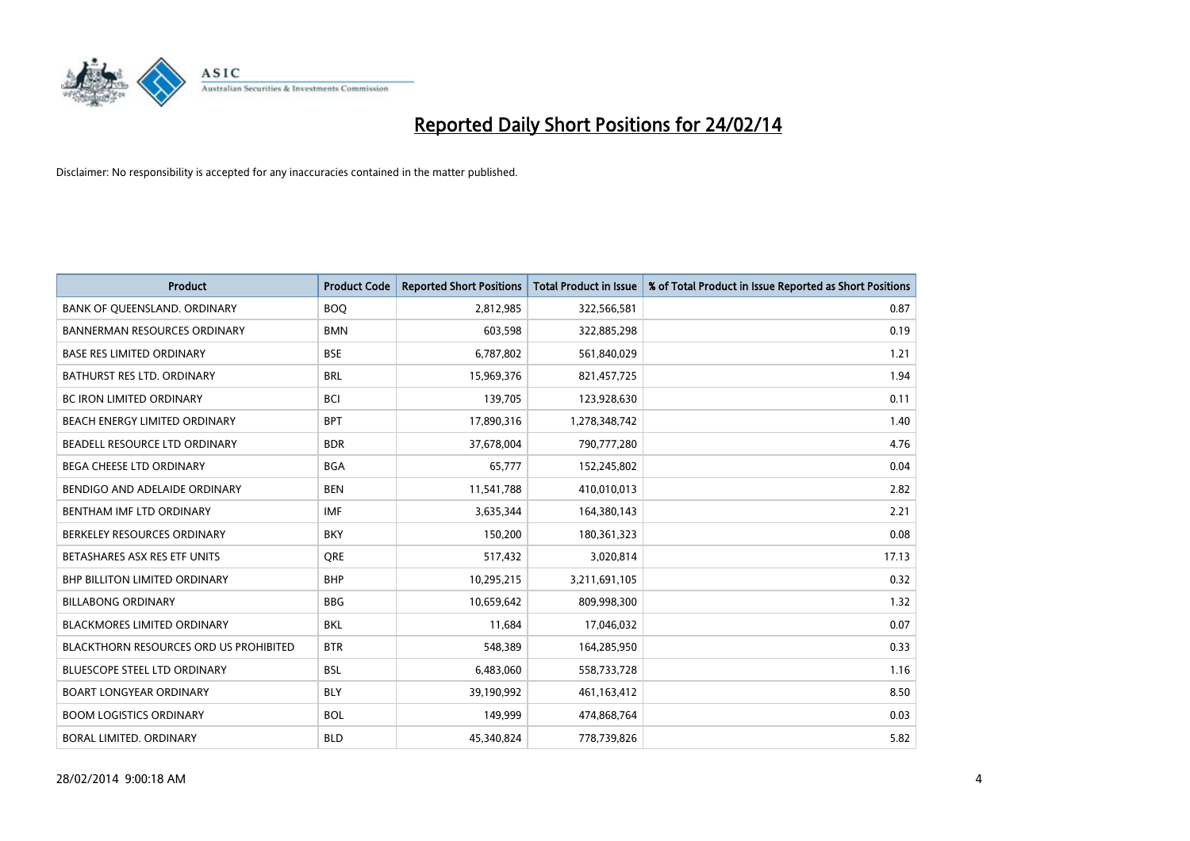# Reported Daily Short Positions for 24/02/14

Disclaimer: No responsibility is accepted for any inaccuracies contained in the matter published.

| Product | Product Code | Reported Short Positions | Total Product in Issue | % of Total Product in Issue Reported as Short Positions |
|---|---|---|---|---|
| BANK OF QUEENSLAND. ORDINARY | BOQ | 2,812,985 | 322,566,581 | 0.87 |
| BANNERMAN RESOURCES ORDINARY | BMN | 603,598 | 322,885,298 | 0.19 |
| BASE RES LIMITED ORDINARY | BSE | 6,787,802 | 561,840,029 | 1.21 |
| BATHURST RES LTD. ORDINARY | BRL | 15,969,376 | 821,457,725 | 1.94 |
| BC IRON LIMITED ORDINARY | BCI | 139,705 | 123,928,630 | 0.11 |
| BEACH ENERGY LIMITED ORDINARY | BPT | 17,890,316 | 1,278,348,742 | 1.40 |
| BEADELL RESOURCE LTD ORDINARY | BDR | 37,678,004 | 790,777,280 | 4.76 |
| BEGA CHEESE LTD ORDINARY | BGA | 65,777 | 152,245,802 | 0.04 |
| BENDIGO AND ADELAIDE ORDINARY | BEN | 11,541,788 | 410,010,013 | 2.82 |
| BENTHAM IMF LTD ORDINARY | IMF | 3,635,344 | 164,380,143 | 2.21 |
| BERKELEY RESOURCES ORDINARY | BKY | 150,200 | 180,361,323 | 0.08 |
| BETASHARES ASX RES ETF UNITS | QRE | 517,432 | 3,020,814 | 17.13 |
| BHP BILLITON LIMITED ORDINARY | BHP | 10,295,215 | 3,211,691,105 | 0.32 |
| BILLABONG ORDINARY | BBG | 10,659,642 | 809,998,300 | 1.32 |
| BLACKMORES LIMITED ORDINARY | BKL | 11,684 | 17,046,032 | 0.07 |
| BLACKTHORN RESOURCES ORD US PROHIBITED | BTR | 548,389 | 164,285,950 | 0.33 |
| BLUESCOPE STEEL LTD ORDINARY | BSL | 6,483,060 | 558,733,728 | 1.16 |
| BOART LONGYEAR ORDINARY | BLY | 39,190,992 | 461,163,412 | 8.50 |
| BOOM LOGISTICS ORDINARY | BOL | 149,999 | 474,868,764 | 0.03 |
| BORAL LIMITED. ORDINARY | BLD | 45,340,824 | 778,739,826 | 5.82 |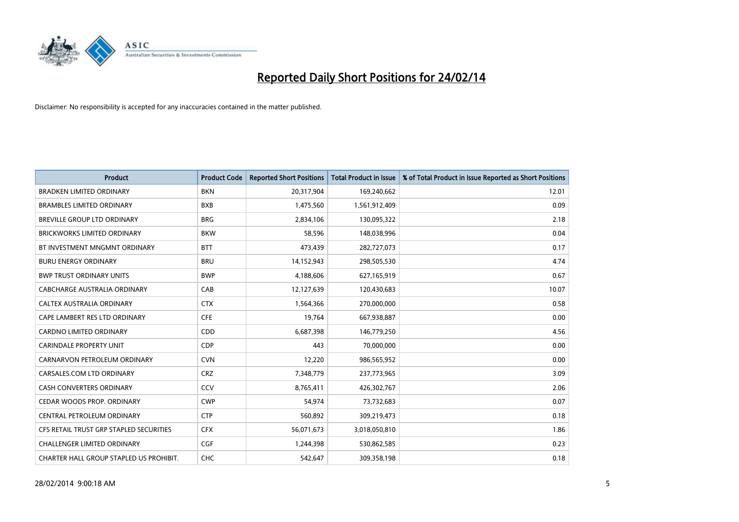# Reported Daily Short Positions for 24/02/14

Disclaimer: No responsibility is accepted for any inaccuracies contained in the matter published.

| Product | Product Code | Reported Short Positions | Total Product in Issue | % of Total Product in Issue Reported as Short Positions |
|---|---|---|---|---|
| BRADKEN LIMITED ORDINARY | BKN | 20,317,904 | 169,240,662 | 12.01 |
| BRAMBLES LIMITED ORDINARY | BXB | 1,475,560 | 1,561,912,409 | 0.09 |
| BREVILLE GROUP LTD ORDINARY | BRG | 2,834,106 | 130,095,322 | 2.18 |
| BRICKWORKS LIMITED ORDINARY | BKW | 58,596 | 148,038,996 | 0.04 |
| BT INVESTMENT MNGMNT ORDINARY | BTT | 473,439 | 282,727,073 | 0.17 |
| BURU ENERGY ORDINARY | BRU | 14,152,943 | 298,505,530 | 4.74 |
| BWP TRUST ORDINARY UNITS | BWP | 4,188,606 | 627,165,919 | 0.67 |
| CABCHARGE AUSTRALIA ORDINARY | CAB | 12,127,639 | 120,430,683 | 10.07 |
| CALTEX AUSTRALIA ORDINARY | CTX | 1,564,366 | 270,000,000 | 0.58 |
| CAPE LAMBERT RES LTD ORDINARY | CFE | 19,764 | 667,938,887 | 0.00 |
| CARDNO LIMITED ORDINARY | CDD | 6,687,398 | 146,779,250 | 4.56 |
| CARINDALE PROPERTY UNIT | CDP | 443 | 70,000,000 | 0.00 |
| CARNARVON PETROLEUM ORDINARY | CVN | 12,220 | 986,565,952 | 0.00 |
| CARSALES.COM LTD ORDINARY | CRZ | 7,348,779 | 237,773,965 | 3.09 |
| CASH CONVERTERS ORDINARY | CCV | 8,765,411 | 426,302,767 | 2.06 |
| CEDAR WOODS PROP. ORDINARY | CWP | 54,974 | 73,732,683 | 0.07 |
| CENTRAL PETROLEUM ORDINARY | CTP | 560,892 | 309,219,473 | 0.18 |
| CFS RETAIL TRUST GRP STAPLED SECURITIES | CFX | 56,071,673 | 3,018,050,810 | 1.86 |
| CHALLENGER LIMITED ORDINARY | CGF | 1,244,398 | 530,862,585 | 0.23 |
| CHARTER HALL GROUP STAPLED US PROHIBIT. | CHC | 542,647 | 309,358,198 | 0.18 |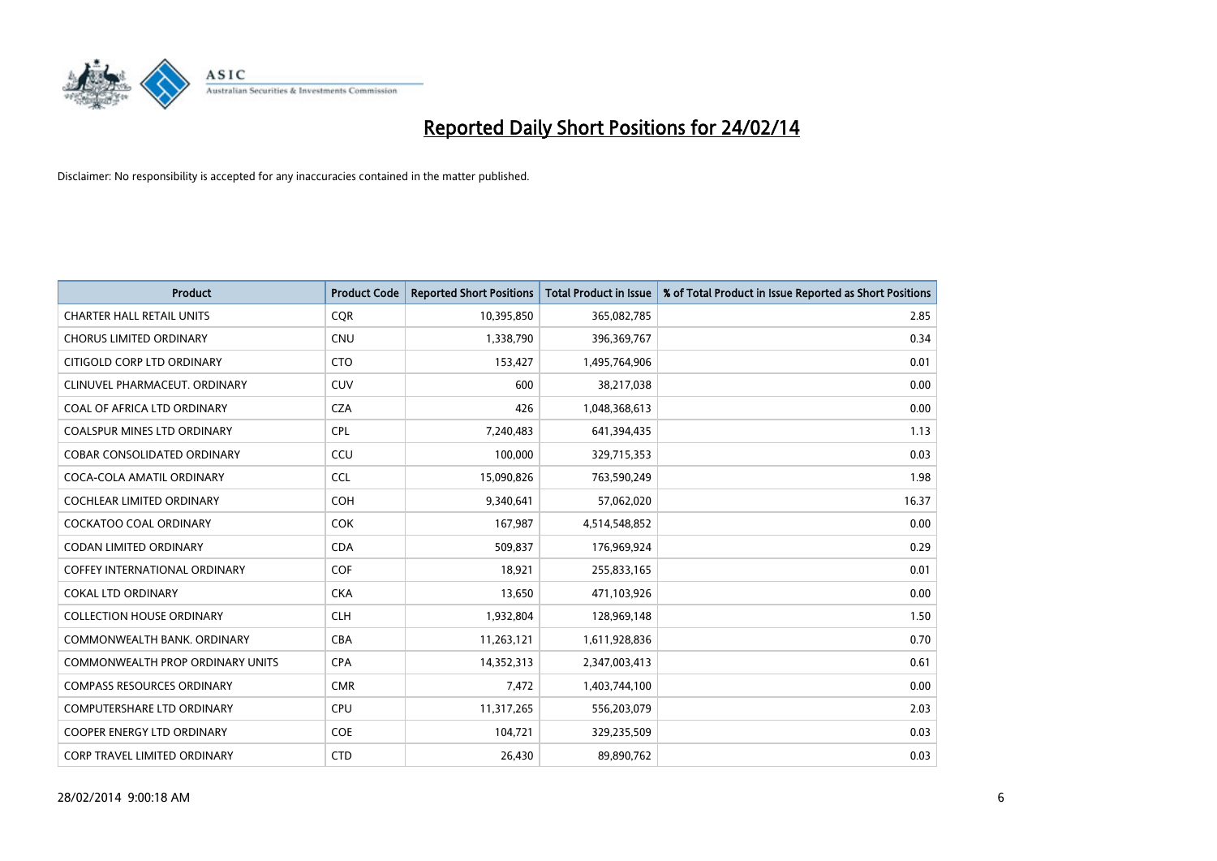# Reported Daily Short Positions for 24/02/14

Disclaimer: No responsibility is accepted for any inaccuracies contained in the matter published.

| Product | Product Code | Reported Short Positions | Total Product in Issue | % of Total Product in Issue Reported as Short Positions |
|---|---|---|---|---|
| CHARTER HALL RETAIL UNITS | CQR | 10,395,850 | 365,082,785 | 2.85 |
| CHORUS LIMITED ORDINARY | CNU | 1,338,790 | 396,369,767 | 0.34 |
| CITIGOLD CORP LTD ORDINARY | CTO | 153,427 | 1,495,764,906 | 0.01 |
| CLINUVEL PHARMACEUT. ORDINARY | CUV | 600 | 38,217,038 | 0.00 |
| COAL OF AFRICA LTD ORDINARY | CZA | 426 | 1,048,368,613 | 0.00 |
| COALSPUR MINES LTD ORDINARY | CPL | 7,240,483 | 641,394,435 | 1.13 |
| COBAR CONSOLIDATED ORDINARY | CCU | 100,000 | 329,715,353 | 0.03 |
| COCA-COLA AMATIL ORDINARY | CCL | 15,090,826 | 763,590,249 | 1.98 |
| COCHLEAR LIMITED ORDINARY | COH | 9,340,641 | 57,062,020 | 16.37 |
| COCKATOO COAL ORDINARY | COK | 167,987 | 4,514,548,852 | 0.00 |
| CODAN LIMITED ORDINARY | CDA | 509,837 | 176,969,924 | 0.29 |
| COFFEY INTERNATIONAL ORDINARY | COF | 18,921 | 255,833,165 | 0.01 |
| COKAL LTD ORDINARY | CKA | 13,650 | 471,103,926 | 0.00 |
| COLLECTION HOUSE ORDINARY | CLH | 1,932,804 | 128,969,148 | 1.50 |
| COMMONWEALTH BANK. ORDINARY | CBA | 11,263,121 | 1,611,928,836 | 0.70 |
| COMMONWEALTH PROP ORDINARY UNITS | CPA | 14,352,313 | 2,347,003,413 | 0.61 |
| COMPASS RESOURCES ORDINARY | CMR | 7,472 | 1,403,744,100 | 0.00 |
| COMPUTERSHARE LTD ORDINARY | CPU | 11,317,265 | 556,203,079 | 2.03 |
| COOPER ENERGY LTD ORDINARY | COE | 104,721 | 329,235,509 | 0.03 |
| CORP TRAVEL LIMITED ORDINARY | CTD | 26,430 | 89,890,762 | 0.03 |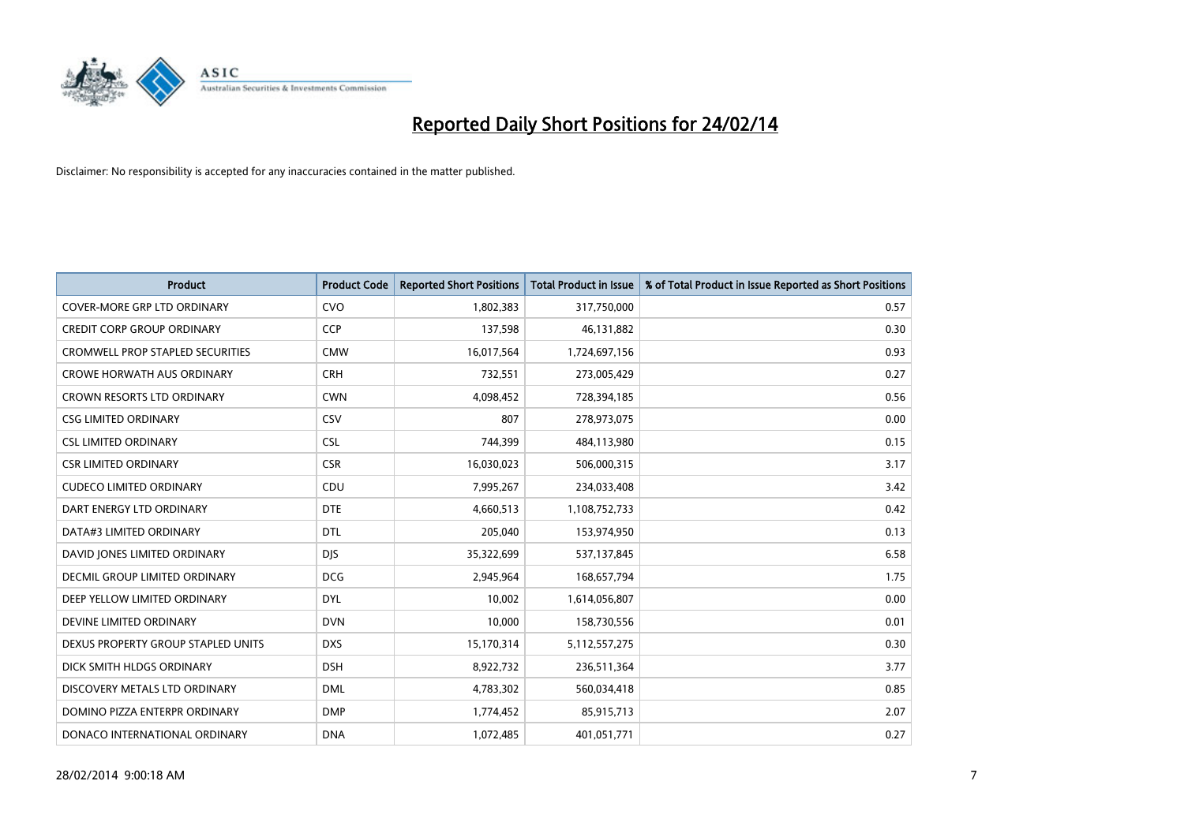# Reported Daily Short Positions for 24/02/14

Disclaimer: No responsibility is accepted for any inaccuracies contained in the matter published.

| Product | Product Code | Reported Short Positions | Total Product in Issue | % of Total Product in Issue Reported as Short Positions |
|---|---|---|---|---|
| COVER-MORE GRP LTD ORDINARY | CVO | 1,802,383 | 317,750,000 | 0.57 |
| CREDIT CORP GROUP ORDINARY | CCP | 137,598 | 46,131,882 | 0.30 |
| CROMWELL PROP STAPLED SECURITIES | CMW | 16,017,564 | 1,724,697,156 | 0.93 |
| CROWE HORWATH AUS ORDINARY | CRH | 732,551 | 273,005,429 | 0.27 |
| CROWN RESORTS LTD ORDINARY | CWN | 4,098,452 | 728,394,185 | 0.56 |
| CSG LIMITED ORDINARY | CSV | 807 | 278,973,075 | 0.00 |
| CSL LIMITED ORDINARY | CSL | 744,399 | 484,113,980 | 0.15 |
| CSR LIMITED ORDINARY | CSR | 16,030,023 | 506,000,315 | 3.17 |
| CUDECO LIMITED ORDINARY | CDU | 7,995,267 | 234,033,408 | 3.42 |
| DART ENERGY LTD ORDINARY | DTE | 4,660,513 | 1,108,752,733 | 0.42 |
| DATA#3 LIMITED ORDINARY | DTL | 205,040 | 153,974,950 | 0.13 |
| DAVID JONES LIMITED ORDINARY | DJS | 35,322,699 | 537,137,845 | 6.58 |
| DECMIL GROUP LIMITED ORDINARY | DCG | 2,945,964 | 168,657,794 | 1.75 |
| DEEP YELLOW LIMITED ORDINARY | DYL | 10,002 | 1,614,056,807 | 0.00 |
| DEVINE LIMITED ORDINARY | DVN | 10,000 | 158,730,556 | 0.01 |
| DEXUS PROPERTY GROUP STAPLED UNITS | DXS | 15,170,314 | 5,112,557,275 | 0.30 |
| DICK SMITH HLDGS ORDINARY | DSH | 8,922,732 | 236,511,364 | 3.77 |
| DISCOVERY METALS LTD ORDINARY | DML | 4,783,302 | 560,034,418 | 0.85 |
| DOMINO PIZZA ENTERPR ORDINARY | DMP | 1,774,452 | 85,915,713 | 2.07 |
| DONACO INTERNATIONAL ORDINARY | DNA | 1,072,485 | 401,051,771 | 0.27 |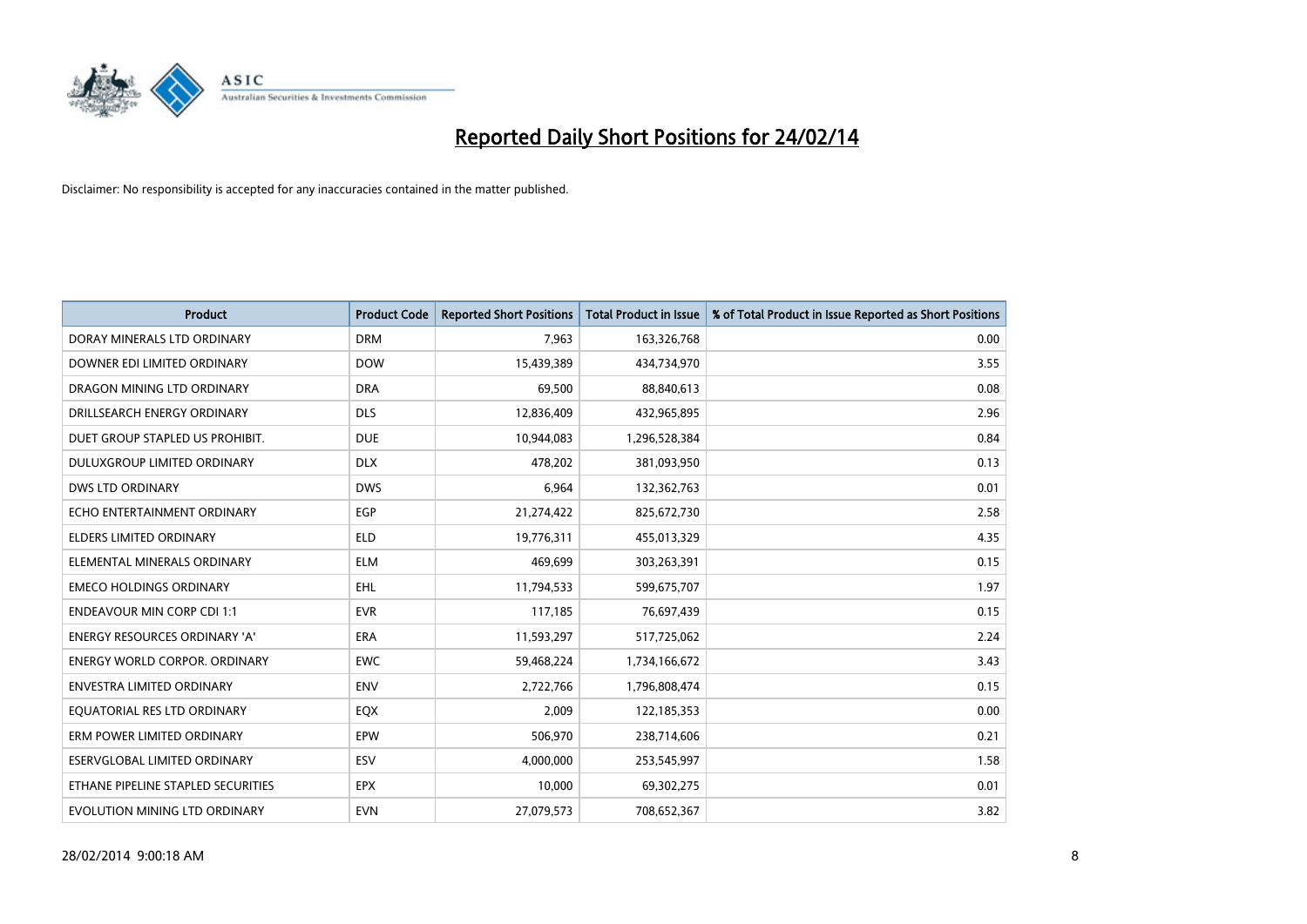# Reported Daily Short Positions for 24/02/14

Disclaimer: No responsibility is accepted for any inaccuracies contained in the matter published.

| Product | Product Code | Reported Short Positions | Total Product in Issue | % of Total Product in Issue Reported as Short Positions |
|---|---|---|---|---|
| DORAY MINERALS LTD ORDINARY | DRM | 7,963 | 163,326,768 | 0.00 |
| DOWNER EDI LIMITED ORDINARY | DOW | 15,439,389 | 434,734,970 | 3.55 |
| DRAGON MINING LTD ORDINARY | DRA | 69,500 | 88,840,613 | 0.08 |
| DRILLSEARCH ENERGY ORDINARY | DLS | 12,836,409 | 432,965,895 | 2.96 |
| DUET GROUP STAPLED US PROHIBIT. | DUE | 10,944,083 | 1,296,528,384 | 0.84 |
| DULUXGROUP LIMITED ORDINARY | DLX | 478,202 | 381,093,950 | 0.13 |
| DWS LTD ORDINARY | DWS | 6,964 | 132,362,763 | 0.01 |
| ECHO ENTERTAINMENT ORDINARY | EGP | 21,274,422 | 825,672,730 | 2.58 |
| ELDERS LIMITED ORDINARY | ELD | 19,776,311 | 455,013,329 | 4.35 |
| ELEMENTAL MINERALS ORDINARY | ELM | 469,699 | 303,263,391 | 0.15 |
| EMECO HOLDINGS ORDINARY | EHL | 11,794,533 | 599,675,707 | 1.97 |
| ENDEAVOUR MIN CORP CDI 1:1 | EVR | 117,185 | 76,697,439 | 0.15 |
| ENERGY RESOURCES ORDINARY 'A' | ERA | 11,593,297 | 517,725,062 | 2.24 |
| ENERGY WORLD CORPOR. ORDINARY | EWC | 59,468,224 | 1,734,166,672 | 3.43 |
| ENVESTRA LIMITED ORDINARY | ENV | 2,722,766 | 1,796,808,474 | 0.15 |
| EQUATORIAL RES LTD ORDINARY | EQX | 2,009 | 122,185,353 | 0.00 |
| ERM POWER LIMITED ORDINARY | EPW | 506,970 | 238,714,606 | 0.21 |
| ESERVGLOBAL LIMITED ORDINARY | ESV | 4,000,000 | 253,545,997 | 1.58 |
| ETHANE PIPELINE STAPLED SECURITIES | EPX | 10,000 | 69,302,275 | 0.01 |
| EVOLUTION MINING LTD ORDINARY | EVN | 27,079,573 | 708,652,367 | 3.82 |

28/02/2014 9:00:18 AM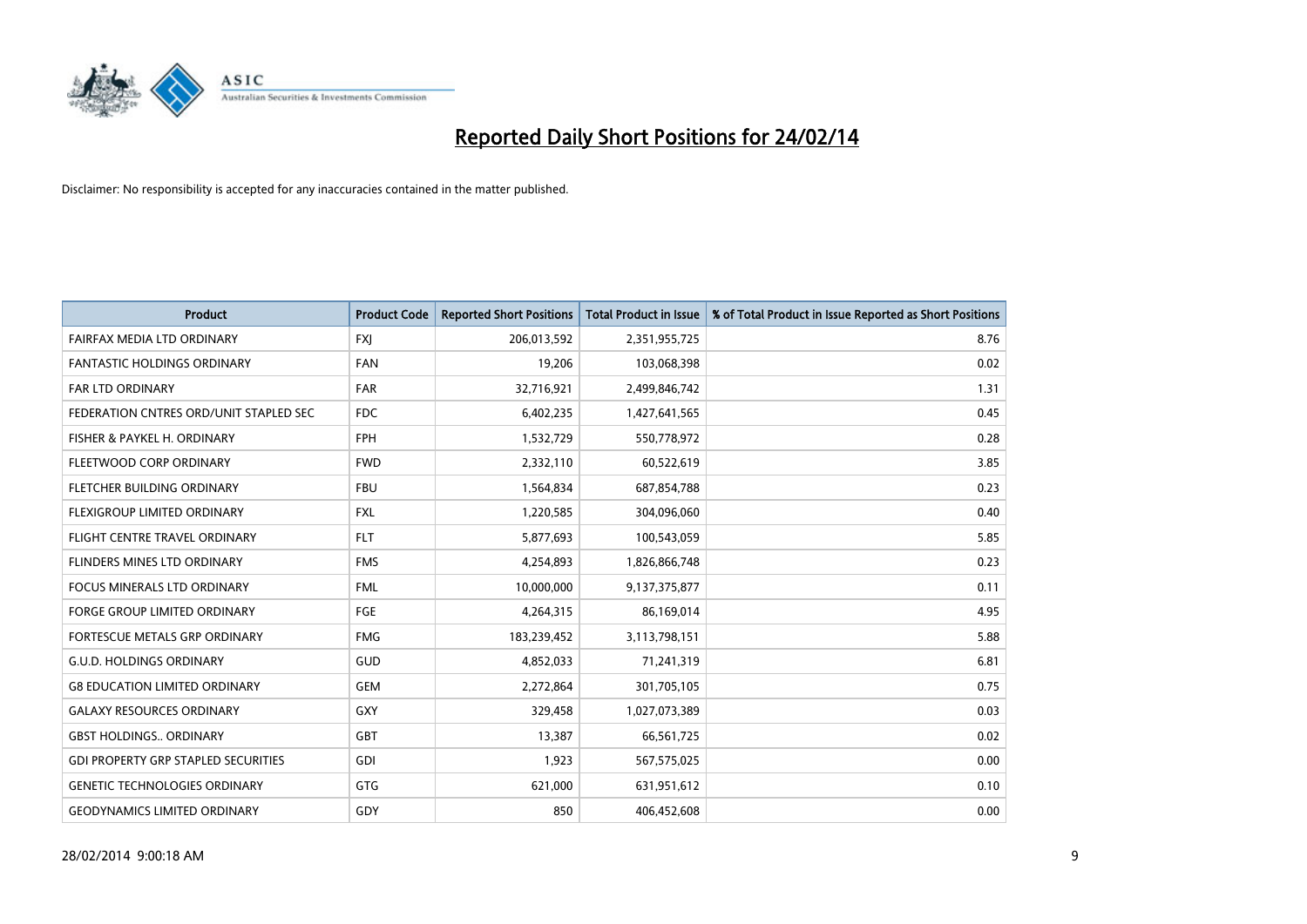# Reported Daily Short Positions for 24/02/14

Disclaimer: No responsibility is accepted for any inaccuracies contained in the matter published.

| Product | Product Code | Reported Short Positions | Total Product in Issue | % of Total Product in Issue Reported as Short Positions |
|---|---|---|---|---|
| FAIRFAX MEDIA LTD ORDINARY | FXJ | 206,013,592 | 2,351,955,725 | 8.76 |
| FANTASTIC HOLDINGS ORDINARY | FAN | 19,206 | 103,068,398 | 0.02 |
| FAR LTD ORDINARY | FAR | 32,716,921 | 2,499,846,742 | 1.31 |
| FEDERATION CNTRES ORD/UNIT STAPLED SEC | FDC | 6,402,235 | 1,427,641,565 | 0.45 |
| FISHER & PAYKEL H. ORDINARY | FPH | 1,532,729 | 550,778,972 | 0.28 |
| FLEETWOOD CORP ORDINARY | FWD | 2,332,110 | 60,522,619 | 3.85 |
| FLETCHER BUILDING ORDINARY | FBU | 1,564,834 | 687,854,788 | 0.23 |
| FLEXIGROUP LIMITED ORDINARY | FXL | 1,220,585 | 304,096,060 | 0.40 |
| FLIGHT CENTRE TRAVEL ORDINARY | FLT | 5,877,693 | 100,543,059 | 5.85 |
| FLINDERS MINES LTD ORDINARY | FMS | 4,254,893 | 1,826,866,748 | 0.23 |
| FOCUS MINERALS LTD ORDINARY | FML | 10,000,000 | 9,137,375,877 | 0.11 |
| FORGE GROUP LIMITED ORDINARY | FGE | 4,264,315 | 86,169,014 | 4.95 |
| FORTESCUE METALS GRP ORDINARY | FMG | 183,239,452 | 3,113,798,151 | 5.88 |
| G.U.D. HOLDINGS ORDINARY | GUD | 4,852,033 | 71,241,319 | 6.81 |
| G8 EDUCATION LIMITED ORDINARY | GEM | 2,272,864 | 301,705,105 | 0.75 |
| GALAXY RESOURCES ORDINARY | GXY | 329,458 | 1,027,073,389 | 0.03 |
| GBST HOLDINGS.. ORDINARY | GBT | 13,387 | 66,561,725 | 0.02 |
| GDI PROPERTY GRP STAPLED SECURITIES | GDI | 1,923 | 567,575,025 | 0.00 |
| GENETIC TECHNOLOGIES ORDINARY | GTG | 621,000 | 631,951,612 | 0.10 |
| GEODYNAMICS LIMITED ORDINARY | GDY | 850 | 406,452,608 | 0.00 |

28/02/2014 9:00:18 AM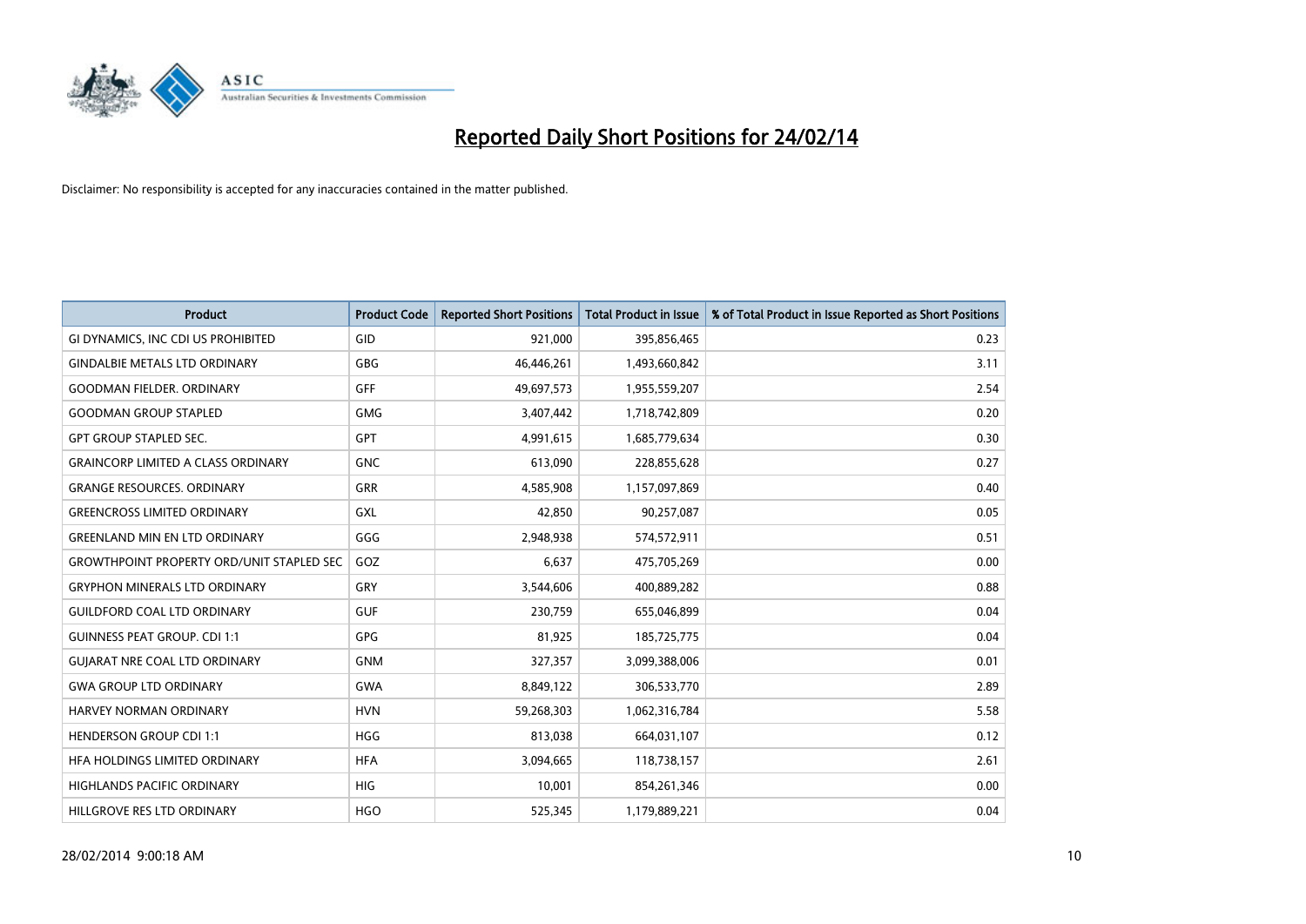# Reported Daily Short Positions for 24/02/14

Disclaimer: No responsibility is accepted for any inaccuracies contained in the matter published.

| Product | Product Code | Reported Short Positions | Total Product in Issue | % of Total Product in Issue Reported as Short Positions |
|---|---|---|---|---|
| GI DYNAMICS, INC CDI US PROHIBITED | GID | 921,000 | 395,856,465 | 0.23 |
| GINDALBIE METALS LTD ORDINARY | GBG | 46,446,261 | 1,493,660,842 | 3.11 |
| GOODMAN FIELDER. ORDINARY | GFF | 49,697,573 | 1,955,559,207 | 2.54 |
| GOODMAN GROUP STAPLED | GMG | 3,407,442 | 1,718,742,809 | 0.20 |
| GPT GROUP STAPLED SEC. | GPT | 4,991,615 | 1,685,779,634 | 0.30 |
| GRAINCORP LIMITED A CLASS ORDINARY | GNC | 613,090 | 228,855,628 | 0.27 |
| GRANGE RESOURCES. ORDINARY | GRR | 4,585,908 | 1,157,097,869 | 0.40 |
| GREENCROSS LIMITED ORDINARY | GXL | 42,850 | 90,257,087 | 0.05 |
| GREENLAND MIN EN LTD ORDINARY | GGG | 2,948,938 | 574,572,911 | 0.51 |
| GROWTHPOINT PROPERTY ORD/UNIT STAPLED SEC | GOZ | 6,637 | 475,705,269 | 0.00 |
| GRYPHON MINERALS LTD ORDINARY | GRY | 3,544,606 | 400,889,282 | 0.88 |
| GUILDFORD COAL LTD ORDINARY | GUF | 230,759 | 655,046,899 | 0.04 |
| GUINNESS PEAT GROUP. CDI 1:1 | GPG | 81,925 | 185,725,775 | 0.04 |
| GUJARAT NRE COAL LTD ORDINARY | GNM | 327,357 | 3,099,388,006 | 0.01 |
| GWA GROUP LTD ORDINARY | GWA | 8,849,122 | 306,533,770 | 2.89 |
| HARVEY NORMAN ORDINARY | HVN | 59,268,303 | 1,062,316,784 | 5.58 |
| HENDERSON GROUP CDI 1:1 | HGG | 813,038 | 664,031,107 | 0.12 |
| HFA HOLDINGS LIMITED ORDINARY | HFA | 3,094,665 | 118,738,157 | 2.61 |
| HIGHLANDS PACIFIC ORDINARY | HIG | 10,001 | 854,261,346 | 0.00 |
| HILLGROVE RES LTD ORDINARY | HGO | 525,345 | 1,179,889,221 | 0.04 |

28/02/2014 9:00:18 AM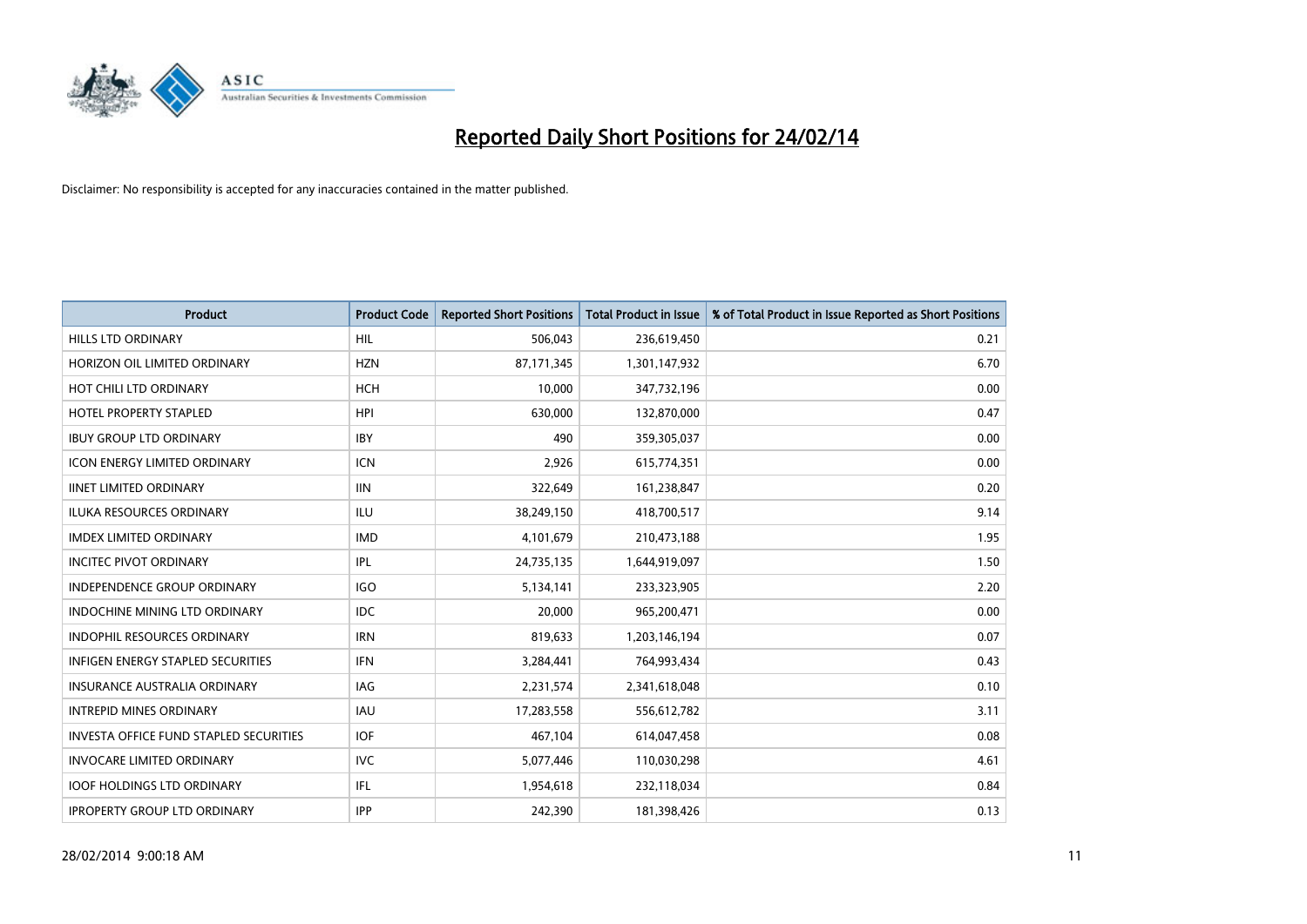# Reported Daily Short Positions for 24/02/14

Disclaimer: No responsibility is accepted for any inaccuracies contained in the matter published.

| Product | Product Code | Reported Short Positions | Total Product in Issue | % of Total Product in Issue Reported as Short Positions |
|---|---|---|---|---|
| HILLS LTD ORDINARY | HIL | 506,043 | 236,619,450 | 0.21 |
| HORIZON OIL LIMITED ORDINARY | HZN | 87,171,345 | 1,301,147,932 | 6.70 |
| HOT CHILI LTD ORDINARY | HCH | 10,000 | 347,732,196 | 0.00 |
| HOTEL PROPERTY STAPLED | HPI | 630,000 | 132,870,000 | 0.47 |
| IBUY GROUP LTD ORDINARY | IBY | 490 | 359,305,037 | 0.00 |
| ICON ENERGY LIMITED ORDINARY | ICN | 2,926 | 615,774,351 | 0.00 |
| IINET LIMITED ORDINARY | IIN | 322,649 | 161,238,847 | 0.20 |
| ILUKA RESOURCES ORDINARY | ILU | 38,249,150 | 418,700,517 | 9.14 |
| IMDEX LIMITED ORDINARY | IMD | 4,101,679 | 210,473,188 | 1.95 |
| INCITEC PIVOT ORDINARY | IPL | 24,735,135 | 1,644,919,097 | 1.50 |
| INDEPENDENCE GROUP ORDINARY | IGO | 5,134,141 | 233,323,905 | 2.20 |
| INDOCHINE MINING LTD ORDINARY | IDC | 20,000 | 965,200,471 | 0.00 |
| INDOPHIL RESOURCES ORDINARY | IRN | 819,633 | 1,203,146,194 | 0.07 |
| INFIGEN ENERGY STAPLED SECURITIES | IFN | 3,284,441 | 764,993,434 | 0.43 |
| INSURANCE AUSTRALIA ORDINARY | IAG | 2,231,574 | 2,341,618,048 | 0.10 |
| INTREPID MINES ORDINARY | IAU | 17,283,558 | 556,612,782 | 3.11 |
| INVESTA OFFICE FUND STAPLED SECURITIES | IOF | 467,104 | 614,047,458 | 0.08 |
| INVOCARE LIMITED ORDINARY | IVC | 5,077,446 | 110,030,298 | 4.61 |
| IOOF HOLDINGS LTD ORDINARY | IFL | 1,954,618 | 232,118,034 | 0.84 |
| IPROPERTY GROUP LTD ORDINARY | IPP | 242,390 | 181,398,426 | 0.13 |

28/02/2014 9:00:18 AM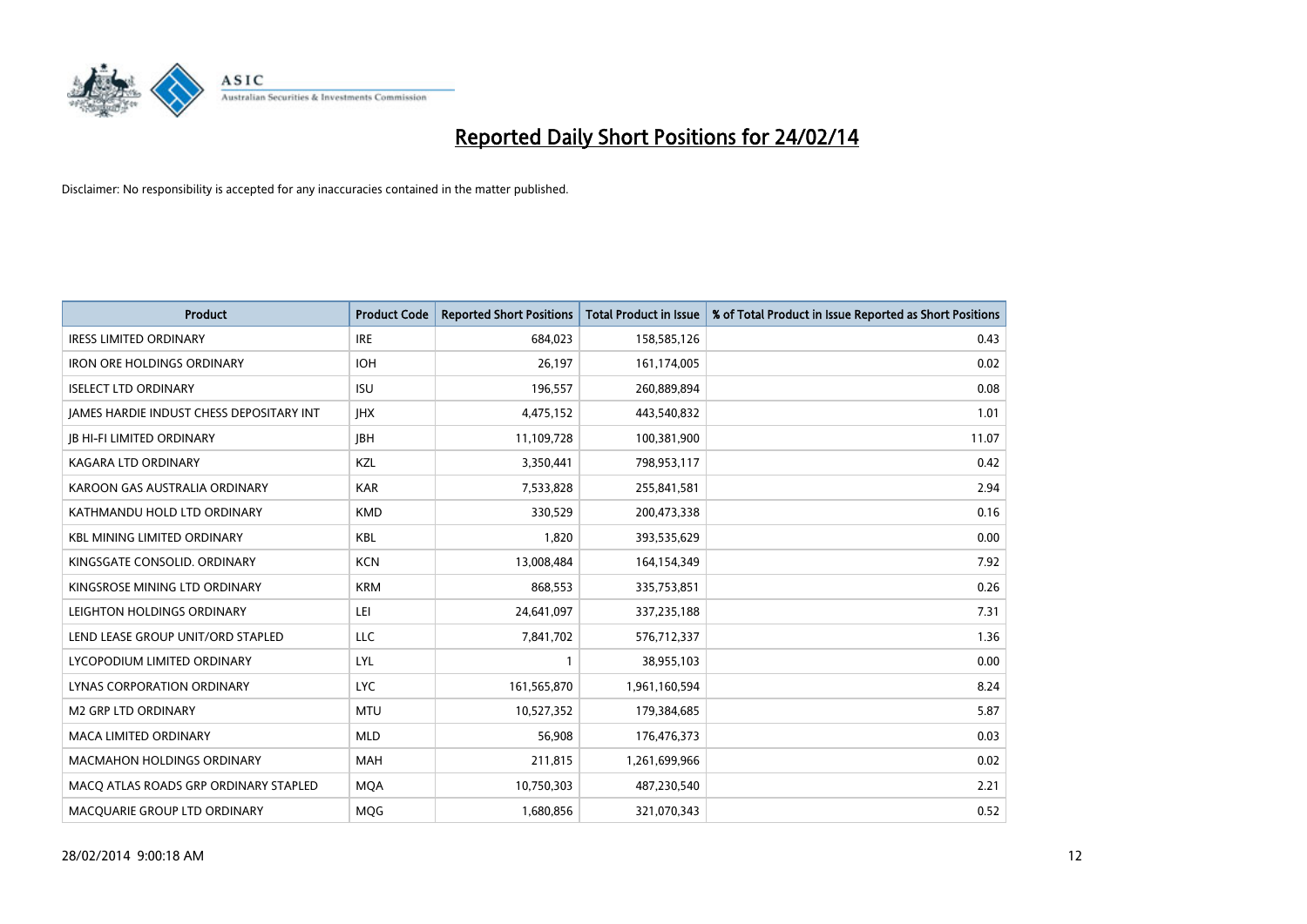# Reported Daily Short Positions for 24/02/14

Disclaimer: No responsibility is accepted for any inaccuracies contained in the matter published.

| Product | Product Code | Reported Short Positions | Total Product in Issue | % of Total Product in Issue Reported as Short Positions |
|---|---|---|---|---|
| IRESS LIMITED ORDINARY | IRE | 684,023 | 158,585,126 | 0.43 |
| IRON ORE HOLDINGS ORDINARY | IOH | 26,197 | 161,174,005 | 0.02 |
| ISELECT LTD ORDINARY | ISU | 196,557 | 260,889,894 | 0.08 |
| JAMES HARDIE INDUST CHESS DEPOSITARY INT | JHX | 4,475,152 | 443,540,832 | 1.01 |
| JB HI-FI LIMITED ORDINARY | JBH | 11,109,728 | 100,381,900 | 11.07 |
| KAGARA LTD ORDINARY | KZL | 3,350,441 | 798,953,117 | 0.42 |
| KAROON GAS AUSTRALIA ORDINARY | KAR | 7,533,828 | 255,841,581 | 2.94 |
| KATHMANDU HOLD LTD ORDINARY | KMD | 330,529 | 200,473,338 | 0.16 |
| KBL MINING LIMITED ORDINARY | KBL | 1,820 | 393,535,629 | 0.00 |
| KINGSGATE CONSOLID. ORDINARY | KCN | 13,008,484 | 164,154,349 | 7.92 |
| KINGSROSE MINING LTD ORDINARY | KRM | 868,553 | 335,753,851 | 0.26 |
| LEIGHTON HOLDINGS ORDINARY | LEI | 24,641,097 | 337,235,188 | 7.31 |
| LEND LEASE GROUP UNIT/ORD STAPLED | LLC | 7,841,702 | 576,712,337 | 1.36 |
| LYCOPODIUM LIMITED ORDINARY | LYL | 1 | 38,955,103 | 0.00 |
| LYNAS CORPORATION ORDINARY | LYC | 161,565,870 | 1,961,160,594 | 8.24 |
| M2 GRP LTD ORDINARY | MTU | 10,527,352 | 179,384,685 | 5.87 |
| MACA LIMITED ORDINARY | MLD | 56,908 | 176,476,373 | 0.03 |
| MACMAHON HOLDINGS ORDINARY | MAH | 211,815 | 1,261,699,966 | 0.02 |
| MACQ ATLAS ROADS GRP ORDINARY STAPLED | MQA | 10,750,303 | 487,230,540 | 2.21 |
| MACQUARIE GROUP LTD ORDINARY | MQG | 1,680,856 | 321,070,343 | 0.52 |

28/02/2014 9:00:18 AM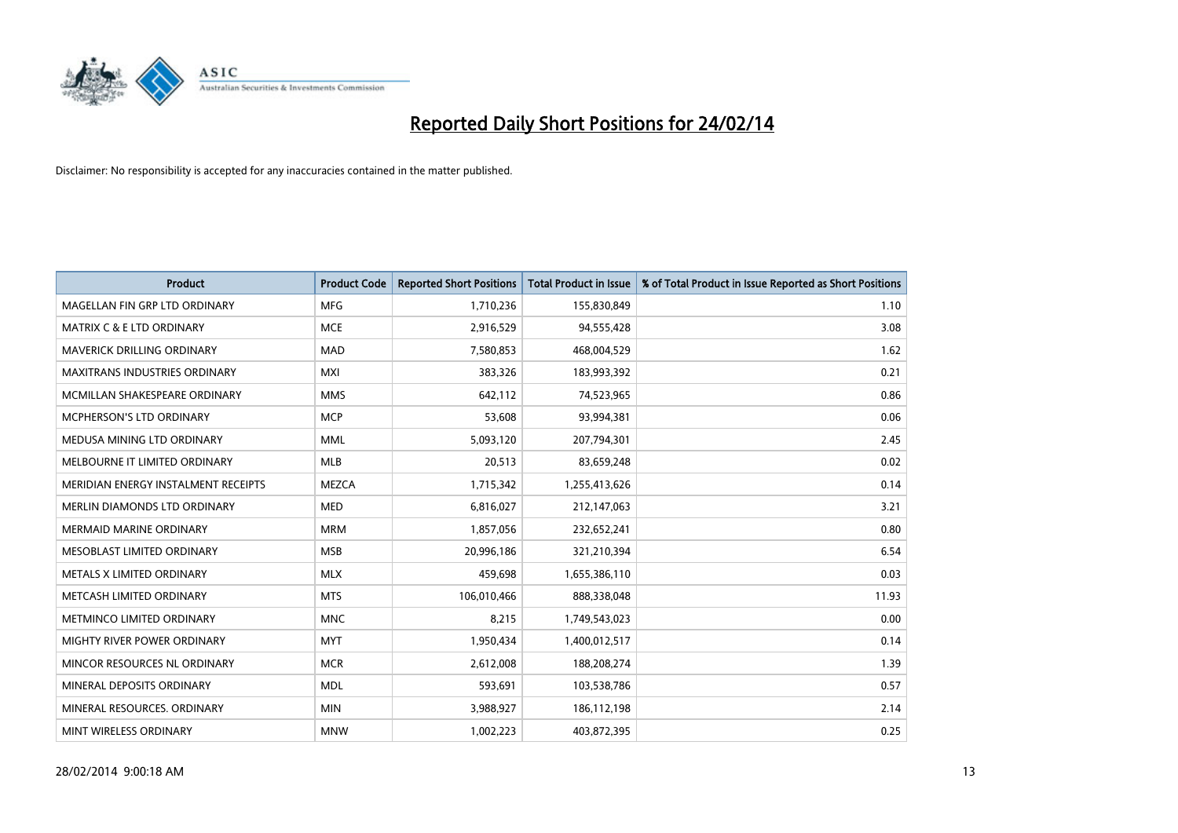# Reported Daily Short Positions for 24/02/14

Disclaimer: No responsibility is accepted for any inaccuracies contained in the matter published.

| Product | Product Code | Reported Short Positions | Total Product in Issue | % of Total Product in Issue Reported as Short Positions |
|---|---|---|---|---|
| MAGELLAN FIN GRP LTD ORDINARY | MFG | 1,710,236 | 155,830,849 | 1.10 |
| MATRIX C & E LTD ORDINARY | MCE | 2,916,529 | 94,555,428 | 3.08 |
| MAVERICK DRILLING ORDINARY | MAD | 7,580,853 | 468,004,529 | 1.62 |
| MAXITRANS INDUSTRIES ORDINARY | MXI | 383,326 | 183,993,392 | 0.21 |
| MCMILLAN SHAKESPEARE ORDINARY | MMS | 642,112 | 74,523,965 | 0.86 |
| MCPHERSON'S LTD ORDINARY | MCP | 53,608 | 93,994,381 | 0.06 |
| MEDUSA MINING LTD ORDINARY | MML | 5,093,120 | 207,794,301 | 2.45 |
| MELBOURNE IT LIMITED ORDINARY | MLB | 20,513 | 83,659,248 | 0.02 |
| MERIDIAN ENERGY INSTALMENT RECEIPTS | MEZCA | 1,715,342 | 1,255,413,626 | 0.14 |
| MERLIN DIAMONDS LTD ORDINARY | MED | 6,816,027 | 212,147,063 | 3.21 |
| MERMAID MARINE ORDINARY | MRM | 1,857,056 | 232,652,241 | 0.80 |
| MESOBLAST LIMITED ORDINARY | MSB | 20,996,186 | 321,210,394 | 6.54 |
| METALS X LIMITED ORDINARY | MLX | 459,698 | 1,655,386,110 | 0.03 |
| METCASH LIMITED ORDINARY | MTS | 106,010,466 | 888,338,048 | 11.93 |
| METMINCO LIMITED ORDINARY | MNC | 8,215 | 1,749,543,023 | 0.00 |
| MIGHTY RIVER POWER ORDINARY | MYT | 1,950,434 | 1,400,012,517 | 0.14 |
| MINCOR RESOURCES NL ORDINARY | MCR | 2,612,008 | 188,208,274 | 1.39 |
| MINERAL DEPOSITS ORDINARY | MDL | 593,691 | 103,538,786 | 0.57 |
| MINERAL RESOURCES. ORDINARY | MIN | 3,988,927 | 186,112,198 | 2.14 |
| MINT WIRELESS ORDINARY | MNW | 1,002,223 | 403,872,395 | 0.25 |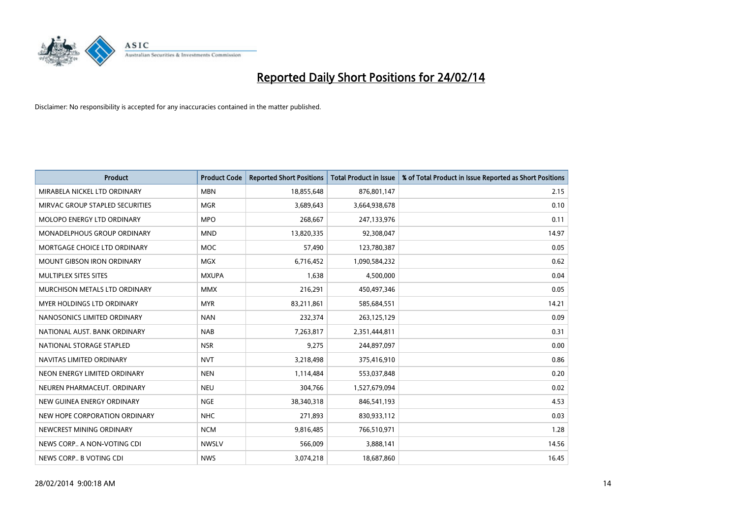# Reported Daily Short Positions for 24/02/14

Disclaimer: No responsibility is accepted for any inaccuracies contained in the matter published.

| Product | Product Code | Reported Short Positions | Total Product in Issue | % of Total Product in Issue Reported as Short Positions |
|---|---|---|---|---|
| MIRABELA NICKEL LTD ORDINARY | MBN | 18,855,648 | 876,801,147 | 2.15 |
| MIRVAC GROUP STAPLED SECURITIES | MGR | 3,689,643 | 3,664,938,678 | 0.10 |
| MOLOPO ENERGY LTD ORDINARY | MPO | 268,667 | 247,133,976 | 0.11 |
| MONADELPHOUS GROUP ORDINARY | MND | 13,820,335 | 92,308,047 | 14.97 |
| MORTGAGE CHOICE LTD ORDINARY | MOC | 57,490 | 123,780,387 | 0.05 |
| MOUNT GIBSON IRON ORDINARY | MGX | 6,716,452 | 1,090,584,232 | 0.62 |
| MULTIPLEX SITES SITES | MXUPA | 1,638 | 4,500,000 | 0.04 |
| MURCHISON METALS LTD ORDINARY | MMX | 216,291 | 450,497,346 | 0.05 |
| MYER HOLDINGS LTD ORDINARY | MYR | 83,211,861 | 585,684,551 | 14.21 |
| NANOSONICS LIMITED ORDINARY | NAN | 232,374 | 263,125,129 | 0.09 |
| NATIONAL AUST. BANK ORDINARY | NAB | 7,263,817 | 2,351,444,811 | 0.31 |
| NATIONAL STORAGE STAPLED | NSR | 9,275 | 244,897,097 | 0.00 |
| NAVITAS LIMITED ORDINARY | NVT | 3,218,498 | 375,416,910 | 0.86 |
| NEON ENERGY LIMITED ORDINARY | NEN | 1,114,484 | 553,037,848 | 0.20 |
| NEUREN PHARMACEUT. ORDINARY | NEU | 304,766 | 1,527,679,094 | 0.02 |
| NEW GUINEA ENERGY ORDINARY | NGE | 38,340,318 | 846,541,193 | 4.53 |
| NEW HOPE CORPORATION ORDINARY | NHC | 271,893 | 830,933,112 | 0.03 |
| NEWCREST MINING ORDINARY | NCM | 9,816,485 | 766,510,971 | 1.28 |
| NEWS CORP.. A NON-VOTING CDI | NWSLV | 566,009 | 3,888,141 | 14.56 |
| NEWS CORP.. B VOTING CDI | NWS | 3,074,218 | 18,687,860 | 16.45 |

28/02/2014 9:00:18 AM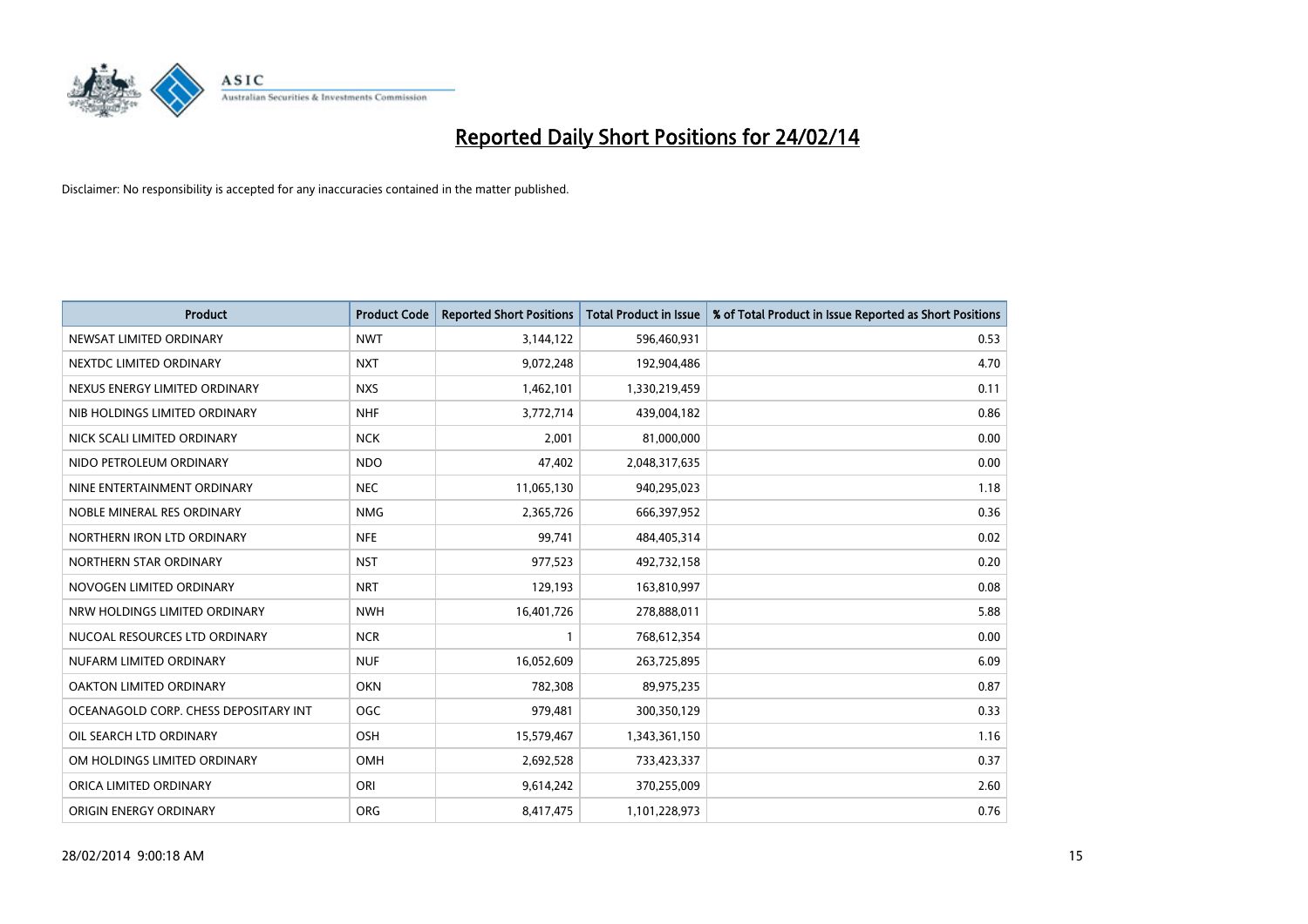# Reported Daily Short Positions for 24/02/14

Disclaimer: No responsibility is accepted for any inaccuracies contained in the matter published.

| Product | Product Code | Reported Short Positions | Total Product in Issue | % of Total Product in Issue Reported as Short Positions |
|---|---|---|---|---|
| NEWSAT LIMITED ORDINARY | NWT | 3,144,122 | 596,460,931 | 0.53 |
| NEXTDC LIMITED ORDINARY | NXT | 9,072,248 | 192,904,486 | 4.70 |
| NEXUS ENERGY LIMITED ORDINARY | NXS | 1,462,101 | 1,330,219,459 | 0.11 |
| NIB HOLDINGS LIMITED ORDINARY | NHF | 3,772,714 | 439,004,182 | 0.86 |
| NICK SCALI LIMITED ORDINARY | NCK | 2,001 | 81,000,000 | 0.00 |
| NIDO PETROLEUM ORDINARY | NDO | 47,402 | 2,048,317,635 | 0.00 |
| NINE ENTERTAINMENT ORDINARY | NEC | 11,065,130 | 940,295,023 | 1.18 |
| NOBLE MINERAL RES ORDINARY | NMG | 2,365,726 | 666,397,952 | 0.36 |
| NORTHERN IRON LTD ORDINARY | NFE | 99,741 | 484,405,314 | 0.02 |
| NORTHERN STAR ORDINARY | NST | 977,523 | 492,732,158 | 0.20 |
| NOVOGEN LIMITED ORDINARY | NRT | 129,193 | 163,810,997 | 0.08 |
| NRW HOLDINGS LIMITED ORDINARY | NWH | 16,401,726 | 278,888,011 | 5.88 |
| NUCOAL RESOURCES LTD ORDINARY | NCR | 1 | 768,612,354 | 0.00 |
| NUFARM LIMITED ORDINARY | NUF | 16,052,609 | 263,725,895 | 6.09 |
| OAKTON LIMITED ORDINARY | OKN | 782,308 | 89,975,235 | 0.87 |
| OCEANAGOLD CORP. CHESS DEPOSITARY INT | OGC | 979,481 | 300,350,129 | 0.33 |
| OIL SEARCH LTD ORDINARY | OSH | 15,579,467 | 1,343,361,150 | 1.16 |
| OM HOLDINGS LIMITED ORDINARY | OMH | 2,692,528 | 733,423,337 | 0.37 |
| ORICA LIMITED ORDINARY | ORI | 9,614,242 | 370,255,009 | 2.60 |
| ORIGIN ENERGY ORDINARY | ORG | 8,417,475 | 1,101,228,973 | 0.76 |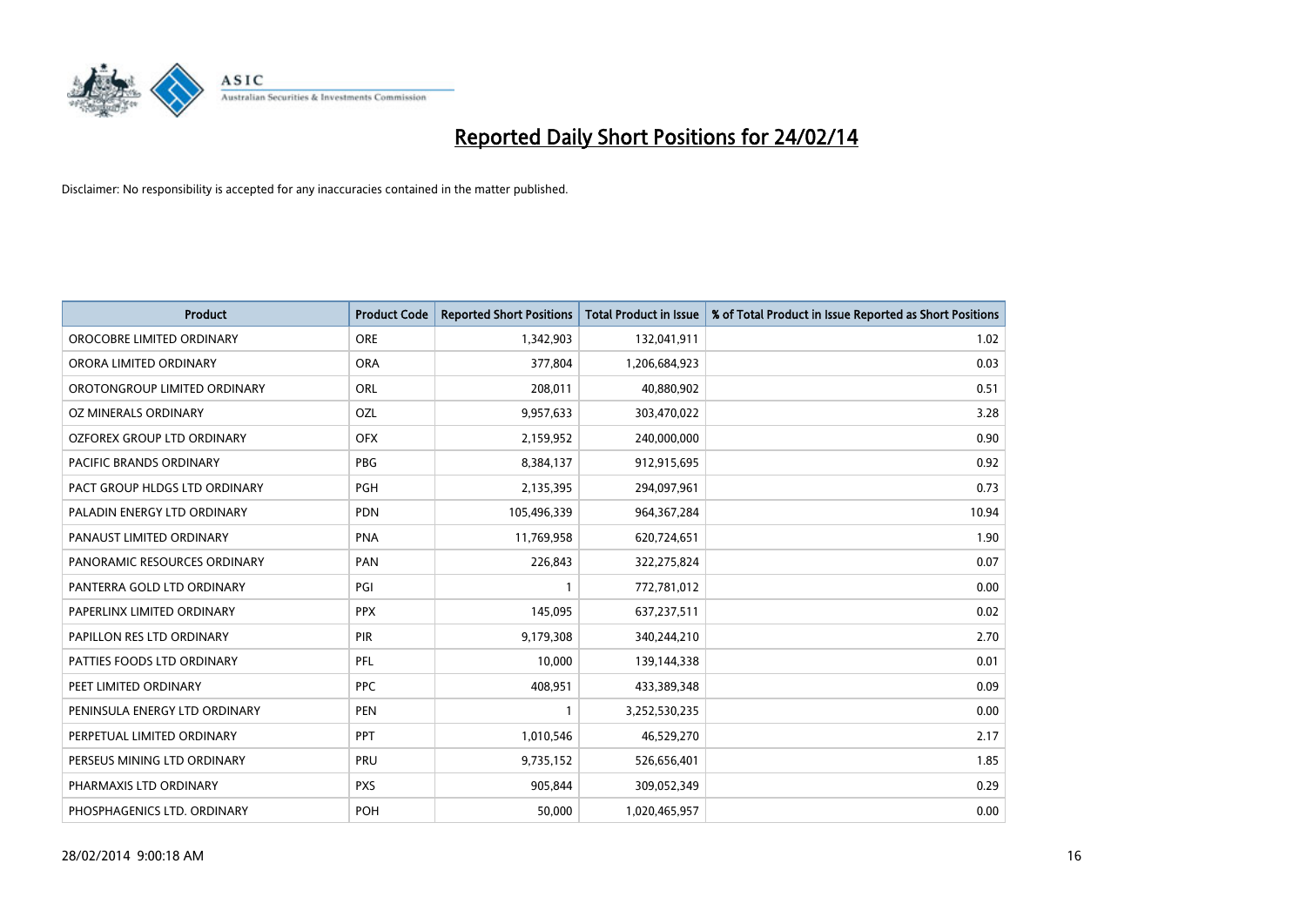# Reported Daily Short Positions for 24/02/14

Disclaimer: No responsibility is accepted for any inaccuracies contained in the matter published.

| Product | Product Code | Reported Short Positions | Total Product in Issue | % of Total Product in Issue Reported as Short Positions |
|---|---|---|---|---|
| OROCOBRE LIMITED ORDINARY | ORE | 1,342,903 | 132,041,911 | 1.02 |
| ORORA LIMITED ORDINARY | ORA | 377,804 | 1,206,684,923 | 0.03 |
| OROTONGROUP LIMITED ORDINARY | ORL | 208,011 | 40,880,902 | 0.51 |
| OZ MINERALS ORDINARY | OZL | 9,957,633 | 303,470,022 | 3.28 |
| OZFOREX GROUP LTD ORDINARY | OFX | 2,159,952 | 240,000,000 | 0.90 |
| PACIFIC BRANDS ORDINARY | PBG | 8,384,137 | 912,915,695 | 0.92 |
| PACT GROUP HLDGS LTD ORDINARY | PGH | 2,135,395 | 294,097,961 | 0.73 |
| PALADIN ENERGY LTD ORDINARY | PDN | 105,496,339 | 964,367,284 | 10.94 |
| PANAUST LIMITED ORDINARY | PNA | 11,769,958 | 620,724,651 | 1.90 |
| PANORAMIC RESOURCES ORDINARY | PAN | 226,843 | 322,275,824 | 0.07 |
| PANTERRA GOLD LTD ORDINARY | PGI | 1 | 772,781,012 | 0.00 |
| PAPERLINX LIMITED ORDINARY | PPX | 145,095 | 637,237,511 | 0.02 |
| PAPILLON RES LTD ORDINARY | PIR | 9,179,308 | 340,244,210 | 2.70 |
| PATTIES FOODS LTD ORDINARY | PFL | 10,000 | 139,144,338 | 0.01 |
| PEET LIMITED ORDINARY | PPC | 408,951 | 433,389,348 | 0.09 |
| PENINSULA ENERGY LTD ORDINARY | PEN | 1 | 3,252,530,235 | 0.00 |
| PERPETUAL LIMITED ORDINARY | PPT | 1,010,546 | 46,529,270 | 2.17 |
| PERSEUS MINING LTD ORDINARY | PRU | 9,735,152 | 526,656,401 | 1.85 |
| PHARMAXIS LTD ORDINARY | PXS | 905,844 | 309,052,349 | 0.29 |
| PHOSPHAGENICS LTD. ORDINARY | POH | 50,000 | 1,020,465,957 | 0.00 |

28/02/2014 9:00:18 AM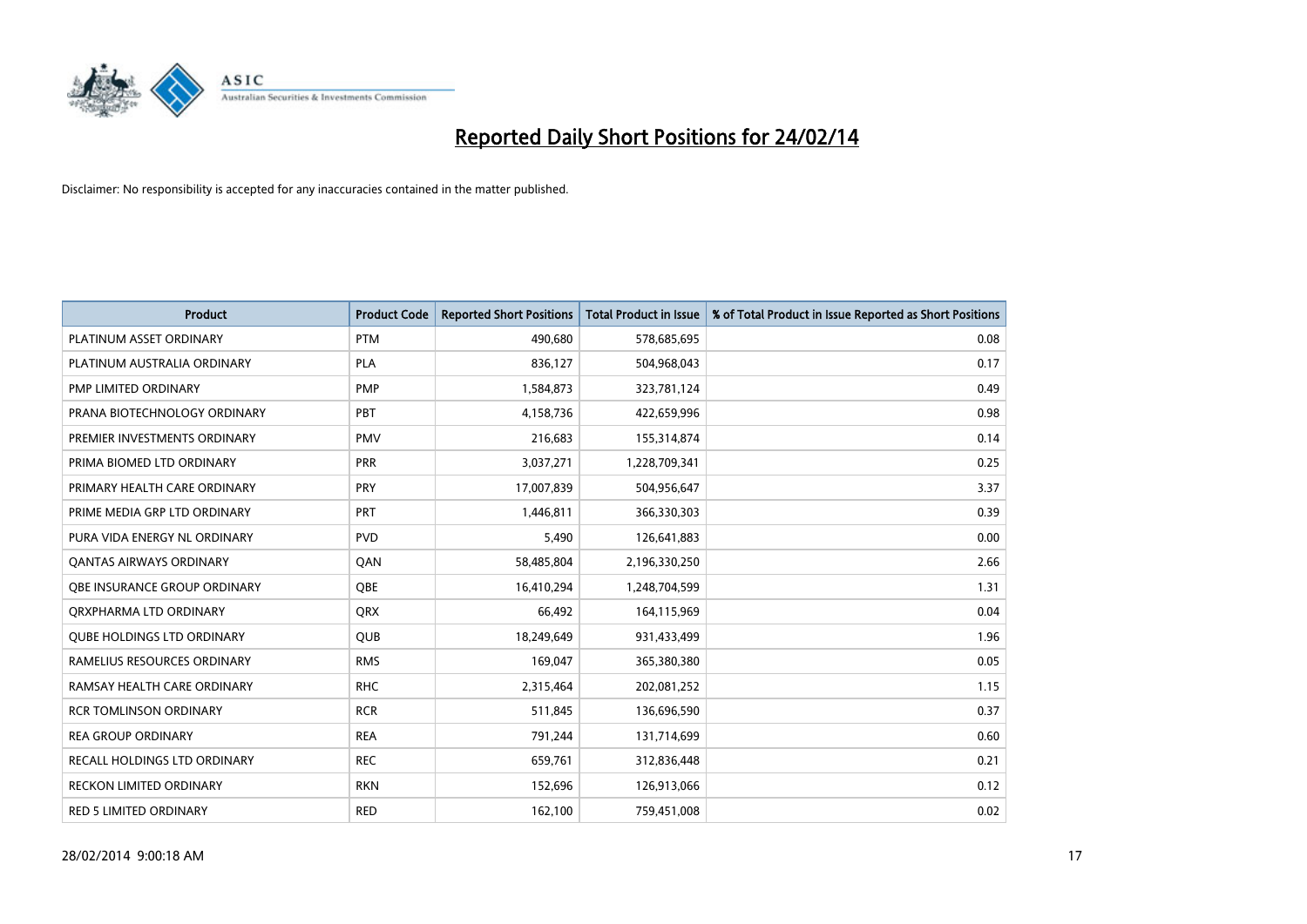# Reported Daily Short Positions for 24/02/14

Disclaimer: No responsibility is accepted for any inaccuracies contained in the matter published.

| Product | Product Code | Reported Short Positions | Total Product in Issue | % of Total Product in Issue Reported as Short Positions |
|---|---|---|---|---|
| PLATINUM ASSET ORDINARY | PTM | 490,680 | 578,685,695 | 0.08 |
| PLATINUM AUSTRALIA ORDINARY | PLA | 836,127 | 504,968,043 | 0.17 |
| PMP LIMITED ORDINARY | PMP | 1,584,873 | 323,781,124 | 0.49 |
| PRANA BIOTECHNOLOGY ORDINARY | PBT | 4,158,736 | 422,659,996 | 0.98 |
| PREMIER INVESTMENTS ORDINARY | PMV | 216,683 | 155,314,874 | 0.14 |
| PRIMA BIOMED LTD ORDINARY | PRR | 3,037,271 | 1,228,709,341 | 0.25 |
| PRIMARY HEALTH CARE ORDINARY | PRY | 17,007,839 | 504,956,647 | 3.37 |
| PRIME MEDIA GRP LTD ORDINARY | PRT | 1,446,811 | 366,330,303 | 0.39 |
| PURA VIDA ENERGY NL ORDINARY | PVD | 5,490 | 126,641,883 | 0.00 |
| QANTAS AIRWAYS ORDINARY | QAN | 58,485,804 | 2,196,330,250 | 2.66 |
| QBE INSURANCE GROUP ORDINARY | QBE | 16,410,294 | 1,248,704,599 | 1.31 |
| QRXPHARMA LTD ORDINARY | QRX | 66,492 | 164,115,969 | 0.04 |
| QUBE HOLDINGS LTD ORDINARY | QUB | 18,249,649 | 931,433,499 | 1.96 |
| RAMELIUS RESOURCES ORDINARY | RMS | 169,047 | 365,380,380 | 0.05 |
| RAMSAY HEALTH CARE ORDINARY | RHC | 2,315,464 | 202,081,252 | 1.15 |
| RCR TOMLINSON ORDINARY | RCR | 511,845 | 136,696,590 | 0.37 |
| REA GROUP ORDINARY | REA | 791,244 | 131,714,699 | 0.60 |
| RECALL HOLDINGS LTD ORDINARY | REC | 659,761 | 312,836,448 | 0.21 |
| RECKON LIMITED ORDINARY | RKN | 152,696 | 126,913,066 | 0.12 |
| RED 5 LIMITED ORDINARY | RED | 162,100 | 759,451,008 | 0.02 |

28/02/2014 9:00:18 AM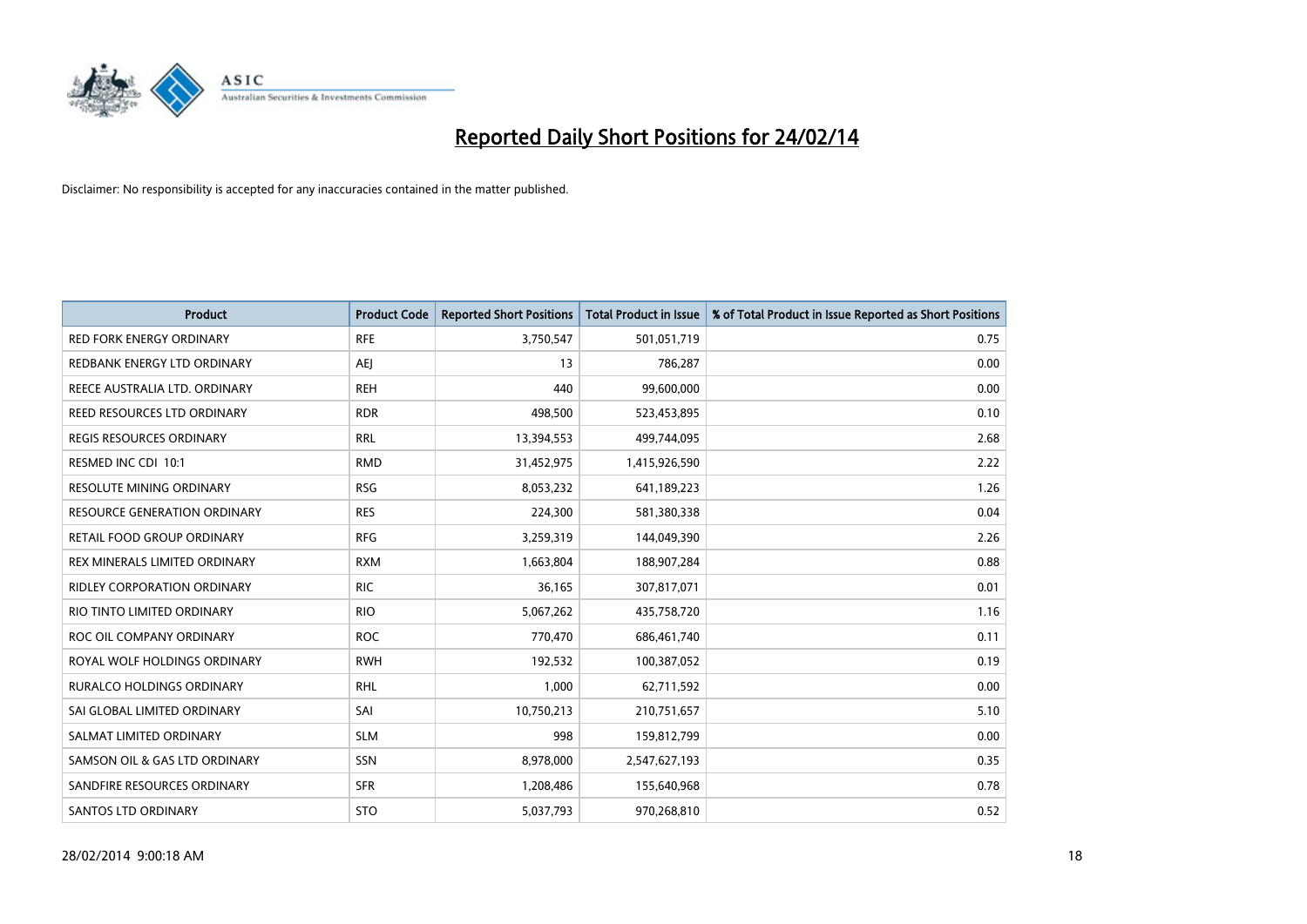# Reported Daily Short Positions for 24/02/14

Disclaimer: No responsibility is accepted for any inaccuracies contained in the matter published.

| Product | Product Code | Reported Short Positions | Total Product in Issue | % of Total Product in Issue Reported as Short Positions |
|---|---|---|---|---|
| RED FORK ENERGY ORDINARY | RFE | 3,750,547 | 501,051,719 | 0.75 |
| REDBANK ENERGY LTD ORDINARY | AEJ | 13 | 786,287 | 0.00 |
| REECE AUSTRALIA LTD. ORDINARY | REH | 440 | 99,600,000 | 0.00 |
| REED RESOURCES LTD ORDINARY | RDR | 498,500 | 523,453,895 | 0.10 |
| REGIS RESOURCES ORDINARY | RRL | 13,394,553 | 499,744,095 | 2.68 |
| RESMED INC CDI 10:1 | RMD | 31,452,975 | 1,415,926,590 | 2.22 |
| RESOLUTE MINING ORDINARY | RSG | 8,053,232 | 641,189,223 | 1.26 |
| RESOURCE GENERATION ORDINARY | RES | 224,300 | 581,380,338 | 0.04 |
| RETAIL FOOD GROUP ORDINARY | RFG | 3,259,319 | 144,049,390 | 2.26 |
| REX MINERALS LIMITED ORDINARY | RXM | 1,663,804 | 188,907,284 | 0.88 |
| RIDLEY CORPORATION ORDINARY | RIC | 36,165 | 307,817,071 | 0.01 |
| RIO TINTO LIMITED ORDINARY | RIO | 5,067,262 | 435,758,720 | 1.16 |
| ROC OIL COMPANY ORDINARY | ROC | 770,470 | 686,461,740 | 0.11 |
| ROYAL WOLF HOLDINGS ORDINARY | RWH | 192,532 | 100,387,052 | 0.19 |
| RURALCO HOLDINGS ORDINARY | RHL | 1,000 | 62,711,592 | 0.00 |
| SAI GLOBAL LIMITED ORDINARY | SAI | 10,750,213 | 210,751,657 | 5.10 |
| SALMAT LIMITED ORDINARY | SLM | 998 | 159,812,799 | 0.00 |
| SAMSON OIL & GAS LTD ORDINARY | SSN | 8,978,000 | 2,547,627,193 | 0.35 |
| SANDFIRE RESOURCES ORDINARY | SFR | 1,208,486 | 155,640,968 | 0.78 |
| SANTOS LTD ORDINARY | STO | 5,037,793 | 970,268,810 | 0.52 |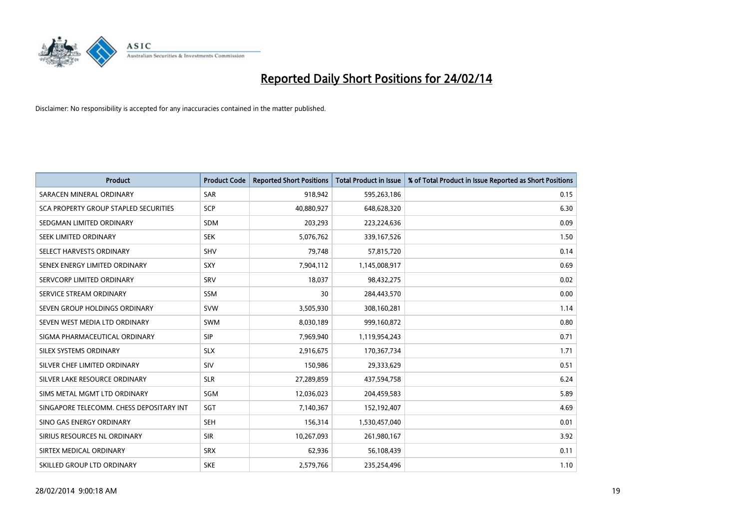# Reported Daily Short Positions for 24/02/14

Disclaimer: No responsibility is accepted for any inaccuracies contained in the matter published.

| Product | Product Code | Reported Short Positions | Total Product in Issue | % of Total Product in Issue Reported as Short Positions |
|---|---|---|---|---|
| SARACEN MINERAL ORDINARY | SAR | 918,942 | 595,263,186 | 0.15 |
| SCA PROPERTY GROUP STAPLED SECURITIES | SCP | 40,880,927 | 648,628,320 | 6.30 |
| SEDGMAN LIMITED ORDINARY | SDM | 203,293 | 223,224,636 | 0.09 |
| SEEK LIMITED ORDINARY | SEK | 5,076,762 | 339,167,526 | 1.50 |
| SELECT HARVESTS ORDINARY | SHV | 79,748 | 57,815,720 | 0.14 |
| SENEX ENERGY LIMITED ORDINARY | SXY | 7,904,112 | 1,145,008,917 | 0.69 |
| SERVCORP LIMITED ORDINARY | SRV | 18,037 | 98,432,275 | 0.02 |
| SERVICE STREAM ORDINARY | SSM | 30 | 284,443,570 | 0.00 |
| SEVEN GROUP HOLDINGS ORDINARY | SVW | 3,505,930 | 308,160,281 | 1.14 |
| SEVEN WEST MEDIA LTD ORDINARY | SWM | 8,030,189 | 999,160,872 | 0.80 |
| SIGMA PHARMACEUTICAL ORDINARY | SIP | 7,969,940 | 1,119,954,243 | 0.71 |
| SILEX SYSTEMS ORDINARY | SLX | 2,916,675 | 170,367,734 | 1.71 |
| SILVER CHEF LIMITED ORDINARY | SIV | 150,986 | 29,333,629 | 0.51 |
| SILVER LAKE RESOURCE ORDINARY | SLR | 27,289,859 | 437,594,758 | 6.24 |
| SIMS METAL MGMT LTD ORDINARY | SGM | 12,036,023 | 204,459,583 | 5.89 |
| SINGAPORE TELECOMM. CHESS DEPOSITARY INT | SGT | 7,140,367 | 152,192,407 | 4.69 |
| SINO GAS ENERGY ORDINARY | SEH | 156,314 | 1,530,457,040 | 0.01 |
| SIRIUS RESOURCES NL ORDINARY | SIR | 10,267,093 | 261,980,167 | 3.92 |
| SIRTEX MEDICAL ORDINARY | SRX | 62,936 | 56,108,439 | 0.11 |
| SKILLED GROUP LTD ORDINARY | SKE | 2,579,766 | 235,254,496 | 1.10 |

28/02/2014 9:00:18 AM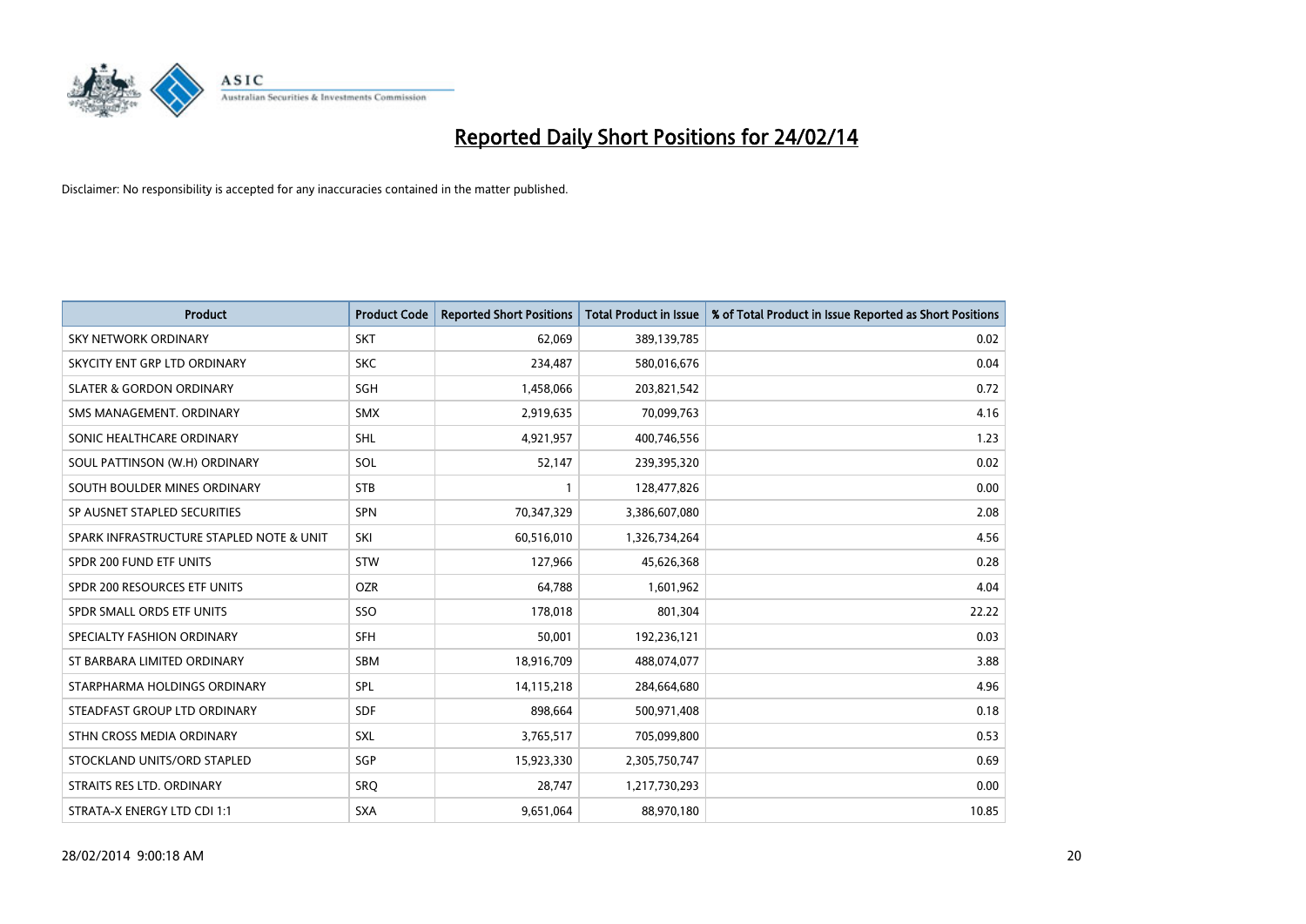# Reported Daily Short Positions for 24/02/14

Disclaimer: No responsibility is accepted for any inaccuracies contained in the matter published.

| Product | Product Code | Reported Short Positions | Total Product in Issue | % of Total Product in Issue Reported as Short Positions |
|---|---|---|---|---|
| SKY NETWORK ORDINARY | SKT | 62,069 | 389,139,785 | 0.02 |
| SKYCITY ENT GRP LTD ORDINARY | SKC | 234,487 | 580,016,676 | 0.04 |
| SLATER & GORDON ORDINARY | SGH | 1,458,066 | 203,821,542 | 0.72 |
| SMS MANAGEMENT. ORDINARY | SMX | 2,919,635 | 70,099,763 | 4.16 |
| SONIC HEALTHCARE ORDINARY | SHL | 4,921,957 | 400,746,556 | 1.23 |
| SOUL PATTINSON (W.H) ORDINARY | SOL | 52,147 | 239,395,320 | 0.02 |
| SOUTH BOULDER MINES ORDINARY | STB | 1 | 128,477,826 | 0.00 |
| SP AUSNET STAPLED SECURITIES | SPN | 70,347,329 | 3,386,607,080 | 2.08 |
| SPARK INFRASTRUCTURE STAPLED NOTE & UNIT | SKI | 60,516,010 | 1,326,734,264 | 4.56 |
| SPDR 200 FUND ETF UNITS | STW | 127,966 | 45,626,368 | 0.28 |
| SPDR 200 RESOURCES ETF UNITS | OZR | 64,788 | 1,601,962 | 4.04 |
| SPDR SMALL ORDS ETF UNITS | SSO | 178,018 | 801,304 | 22.22 |
| SPECIALTY FASHION ORDINARY | SFH | 50,001 | 192,236,121 | 0.03 |
| ST BARBARA LIMITED ORDINARY | SBM | 18,916,709 | 488,074,077 | 3.88 |
| STARPHARMA HOLDINGS ORDINARY | SPL | 14,115,218 | 284,664,680 | 4.96 |
| STEADFAST GROUP LTD ORDINARY | SDF | 898,664 | 500,971,408 | 0.18 |
| STHN CROSS MEDIA ORDINARY | SXL | 3,765,517 | 705,099,800 | 0.53 |
| STOCKLAND UNITS/ORD STAPLED | SGP | 15,923,330 | 2,305,750,747 | 0.69 |
| STRAITS RES LTD. ORDINARY | SRQ | 28,747 | 1,217,730,293 | 0.00 |
| STRATA-X ENERGY LTD CDI 1:1 | SXA | 9,651,064 | 88,970,180 | 10.85 |

28/02/2014 9:00:18 AM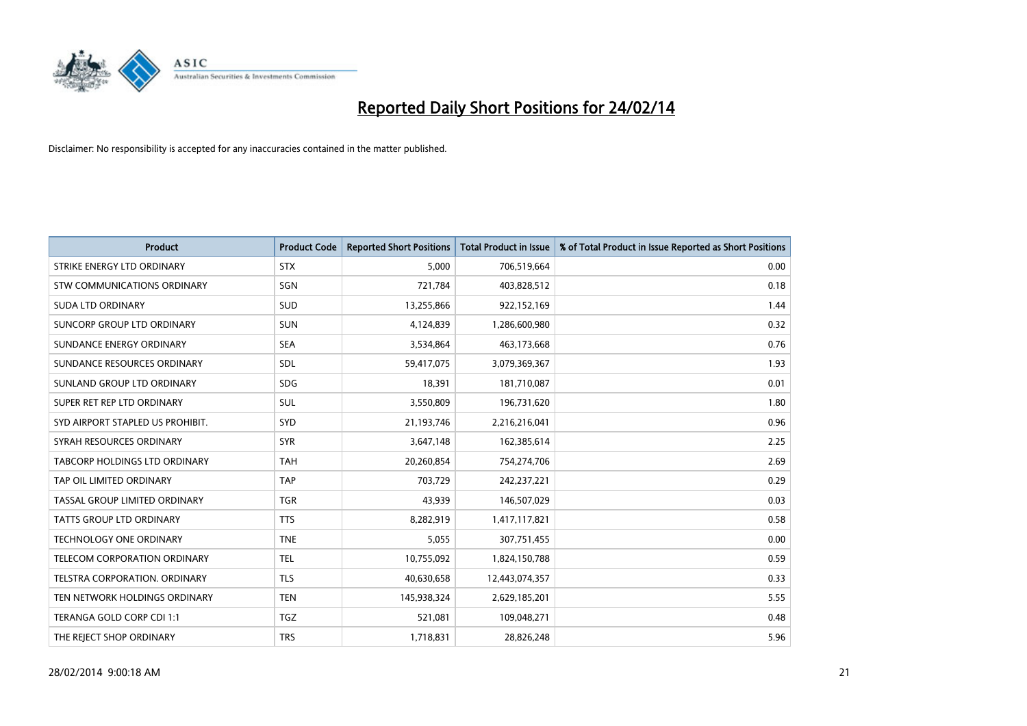# Reported Daily Short Positions for 24/02/14

Disclaimer: No responsibility is accepted for any inaccuracies contained in the matter published.

| Product | Product Code | Reported Short Positions | Total Product in Issue | % of Total Product in Issue Reported as Short Positions |
|---|---|---|---|---|
| STRIKE ENERGY LTD ORDINARY | STX | 5,000 | 706,519,664 | 0.00 |
| STW COMMUNICATIONS ORDINARY | SGN | 721,784 | 403,828,512 | 0.18 |
| SUDA LTD ORDINARY | SUD | 13,255,866 | 922,152,169 | 1.44 |
| SUNCORP GROUP LTD ORDINARY | SUN | 4,124,839 | 1,286,600,980 | 0.32 |
| SUNDANCE ENERGY ORDINARY | SEA | 3,534,864 | 463,173,668 | 0.76 |
| SUNDANCE RESOURCES ORDINARY | SDL | 59,417,075 | 3,079,369,367 | 1.93 |
| SUNLAND GROUP LTD ORDINARY | SDG | 18,391 | 181,710,087 | 0.01 |
| SUPER RET REP LTD ORDINARY | SUL | 3,550,809 | 196,731,620 | 1.80 |
| SYD AIRPORT STAPLED US PROHIBIT. | SYD | 21,193,746 | 2,216,216,041 | 0.96 |
| SYRAH RESOURCES ORDINARY | SYR | 3,647,148 | 162,385,614 | 2.25 |
| TABCORP HOLDINGS LTD ORDINARY | TAH | 20,260,854 | 754,274,706 | 2.69 |
| TAP OIL LIMITED ORDINARY | TAP | 703,729 | 242,237,221 | 0.29 |
| TASSAL GROUP LIMITED ORDINARY | TGR | 43,939 | 146,507,029 | 0.03 |
| TATTS GROUP LTD ORDINARY | TTS | 8,282,919 | 1,417,117,821 | 0.58 |
| TECHNOLOGY ONE ORDINARY | TNE | 5,055 | 307,751,455 | 0.00 |
| TELECOM CORPORATION ORDINARY | TEL | 10,755,092 | 1,824,150,788 | 0.59 |
| TELSTRA CORPORATION. ORDINARY | TLS | 40,630,658 | 12,443,074,357 | 0.33 |
| TEN NETWORK HOLDINGS ORDINARY | TEN | 145,938,324 | 2,629,185,201 | 5.55 |
| TERANGA GOLD CORP CDI 1:1 | TGZ | 521,081 | 109,048,271 | 0.48 |
| THE REJECT SHOP ORDINARY | TRS | 1,718,831 | 28,826,248 | 5.96 |

28/02/2014 9:00:18 AM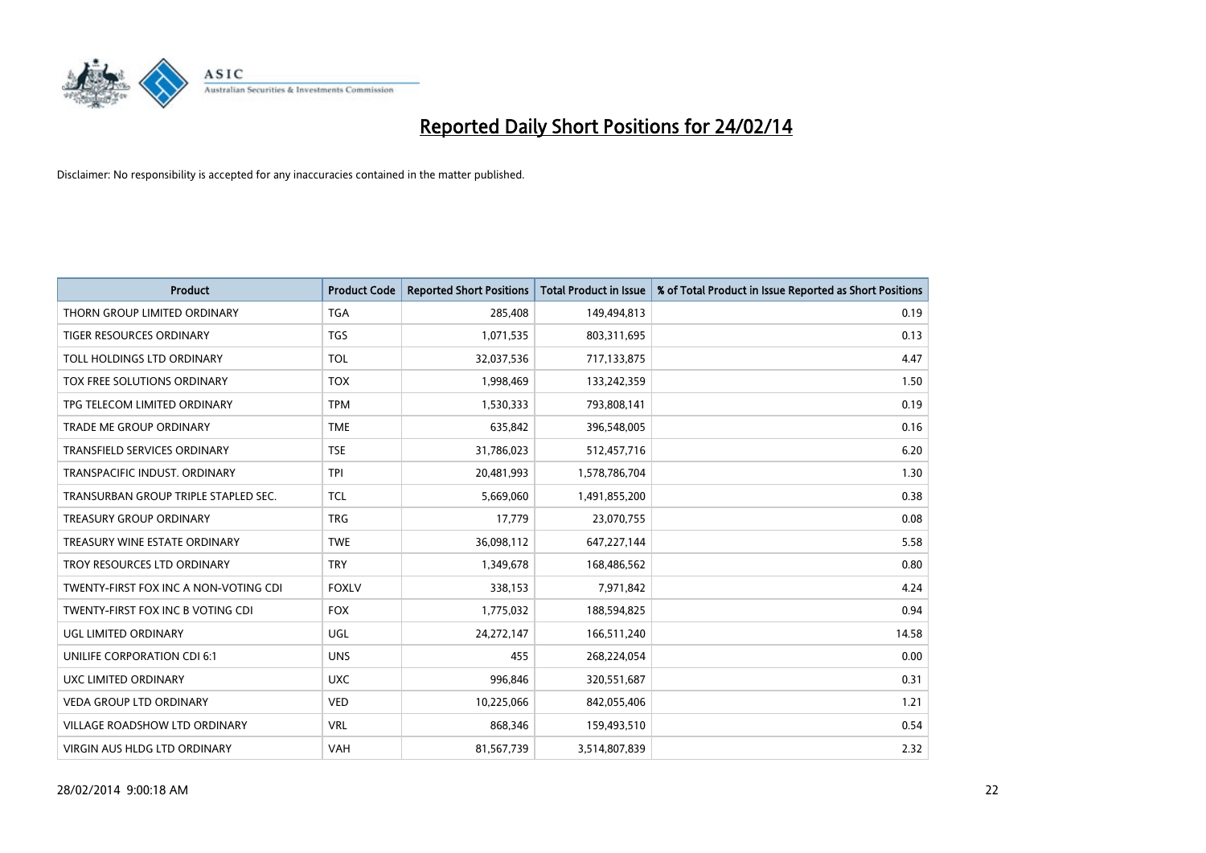# Reported Daily Short Positions for 24/02/14

Disclaimer: No responsibility is accepted for any inaccuracies contained in the matter published.

| Product | Product Code | Reported Short Positions | Total Product in Issue | % of Total Product in Issue Reported as Short Positions |
|---|---|---|---|---|
| THORN GROUP LIMITED ORDINARY | TGA | 285,408 | 149,494,813 | 0.19 |
| TIGER RESOURCES ORDINARY | TGS | 1,071,535 | 803,311,695 | 0.13 |
| TOLL HOLDINGS LTD ORDINARY | TOL | 32,037,536 | 717,133,875 | 4.47 |
| TOX FREE SOLUTIONS ORDINARY | TOX | 1,998,469 | 133,242,359 | 1.50 |
| TPG TELECOM LIMITED ORDINARY | TPM | 1,530,333 | 793,808,141 | 0.19 |
| TRADE ME GROUP ORDINARY | TME | 635,842 | 396,548,005 | 0.16 |
| TRANSFIELD SERVICES ORDINARY | TSE | 31,786,023 | 512,457,716 | 6.20 |
| TRANSPACIFIC INDUST. ORDINARY | TPI | 20,481,993 | 1,578,786,704 | 1.30 |
| TRANSURBAN GROUP TRIPLE STAPLED SEC. | TCL | 5,669,060 | 1,491,855,200 | 0.38 |
| TREASURY GROUP ORDINARY | TRG | 17,779 | 23,070,755 | 0.08 |
| TREASURY WINE ESTATE ORDINARY | TWE | 36,098,112 | 647,227,144 | 5.58 |
| TROY RESOURCES LTD ORDINARY | TRY | 1,349,678 | 168,486,562 | 0.80 |
| TWENTY-FIRST FOX INC A NON-VOTING CDI | FOXLV | 338,153 | 7,971,842 | 4.24 |
| TWENTY-FIRST FOX INC B VOTING CDI | FOX | 1,775,032 | 188,594,825 | 0.94 |
| UGL LIMITED ORDINARY | UGL | 24,272,147 | 166,511,240 | 14.58 |
| UNILIFE CORPORATION CDI 6:1 | UNS | 455 | 268,224,054 | 0.00 |
| UXC LIMITED ORDINARY | UXC | 996,846 | 320,551,687 | 0.31 |
| VEDA GROUP LTD ORDINARY | VED | 10,225,066 | 842,055,406 | 1.21 |
| VILLAGE ROADSHOW LTD ORDINARY | VRL | 868,346 | 159,493,510 | 0.54 |
| VIRGIN AUS HLDG LTD ORDINARY | VAH | 81,567,739 | 3,514,807,839 | 2.32 |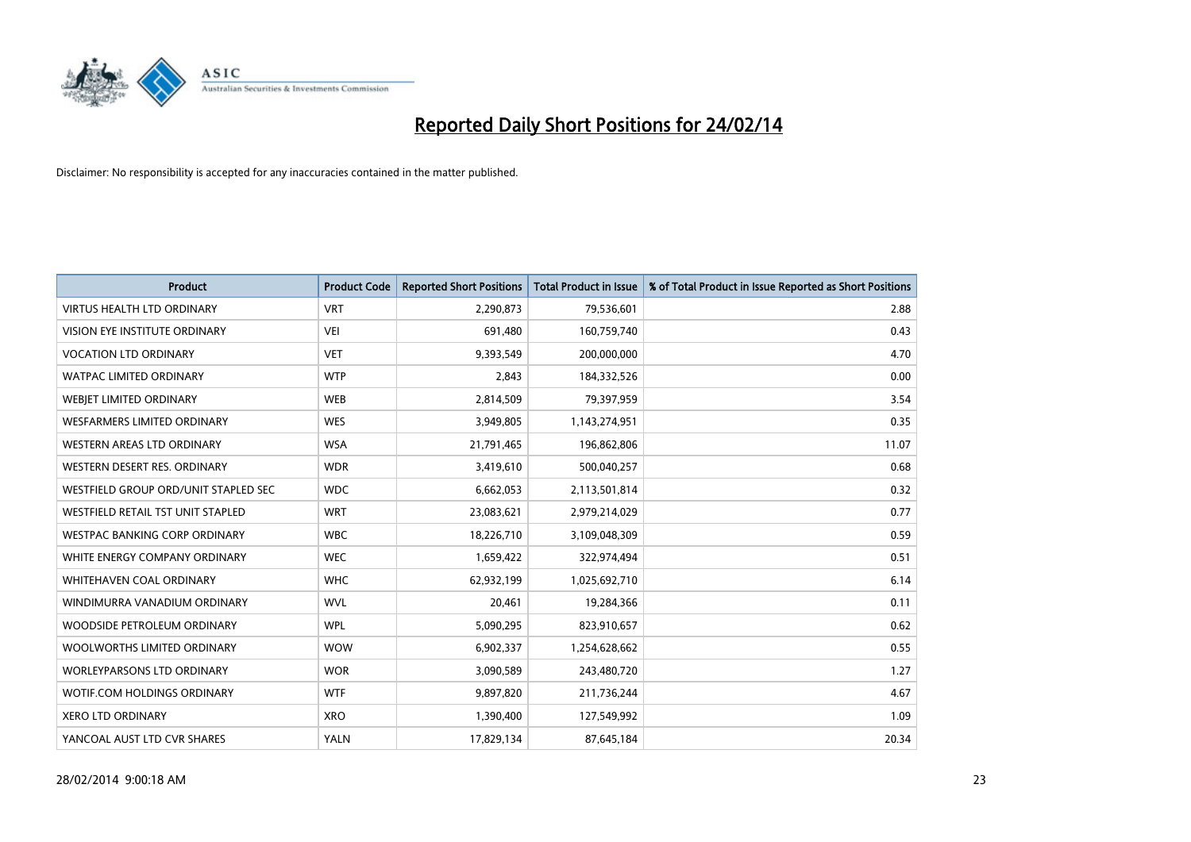# Reported Daily Short Positions for 24/02/14

Disclaimer: No responsibility is accepted for any inaccuracies contained in the matter published.

| Product | Product Code | Reported Short Positions | Total Product in Issue | % of Total Product in Issue Reported as Short Positions |
|---|---|---|---|---|
| VIRTUS HEALTH LTD ORDINARY | VRT | 2,290,873 | 79,536,601 | 2.88 |
| VISION EYE INSTITUTE ORDINARY | VEI | 691,480 | 160,759,740 | 0.43 |
| VOCATION LTD ORDINARY | VET | 9,393,549 | 200,000,000 | 4.70 |
| WATPAC LIMITED ORDINARY | WTP | 2,843 | 184,332,526 | 0.00 |
| WEBJET LIMITED ORDINARY | WEB | 2,814,509 | 79,397,959 | 3.54 |
| WESFARMERS LIMITED ORDINARY | WES | 3,949,805 | 1,143,274,951 | 0.35 |
| WESTERN AREAS LTD ORDINARY | WSA | 21,791,465 | 196,862,806 | 11.07 |
| WESTERN DESERT RES. ORDINARY | WDR | 3,419,610 | 500,040,257 | 0.68 |
| WESTFIELD GROUP ORD/UNIT STAPLED SEC | WDC | 6,662,053 | 2,113,501,814 | 0.32 |
| WESTFIELD RETAIL TST UNIT STAPLED | WRT | 23,083,621 | 2,979,214,029 | 0.77 |
| WESTPAC BANKING CORP ORDINARY | WBC | 18,226,710 | 3,109,048,309 | 0.59 |
| WHITE ENERGY COMPANY ORDINARY | WEC | 1,659,422 | 322,974,494 | 0.51 |
| WHITEHAVEN COAL ORDINARY | WHC | 62,932,199 | 1,025,692,710 | 6.14 |
| WINDIMURRA VANADIUM ORDINARY | WVL | 20,461 | 19,284,366 | 0.11 |
| WOODSIDE PETROLEUM ORDINARY | WPL | 5,090,295 | 823,910,657 | 0.62 |
| WOOLWORTHS LIMITED ORDINARY | WOW | 6,902,337 | 1,254,628,662 | 0.55 |
| WORLEYPARSONS LTD ORDINARY | WOR | 3,090,589 | 243,480,720 | 1.27 |
| WOTIF.COM HOLDINGS ORDINARY | WTF | 9,897,820 | 211,736,244 | 4.67 |
| XERO LTD ORDINARY | XRO | 1,390,400 | 127,549,992 | 1.09 |
| YANCOAL AUST LTD CVR SHARES | YALN | 17,829,134 | 87,645,184 | 20.34 |

28/02/2014 9:00:18 AM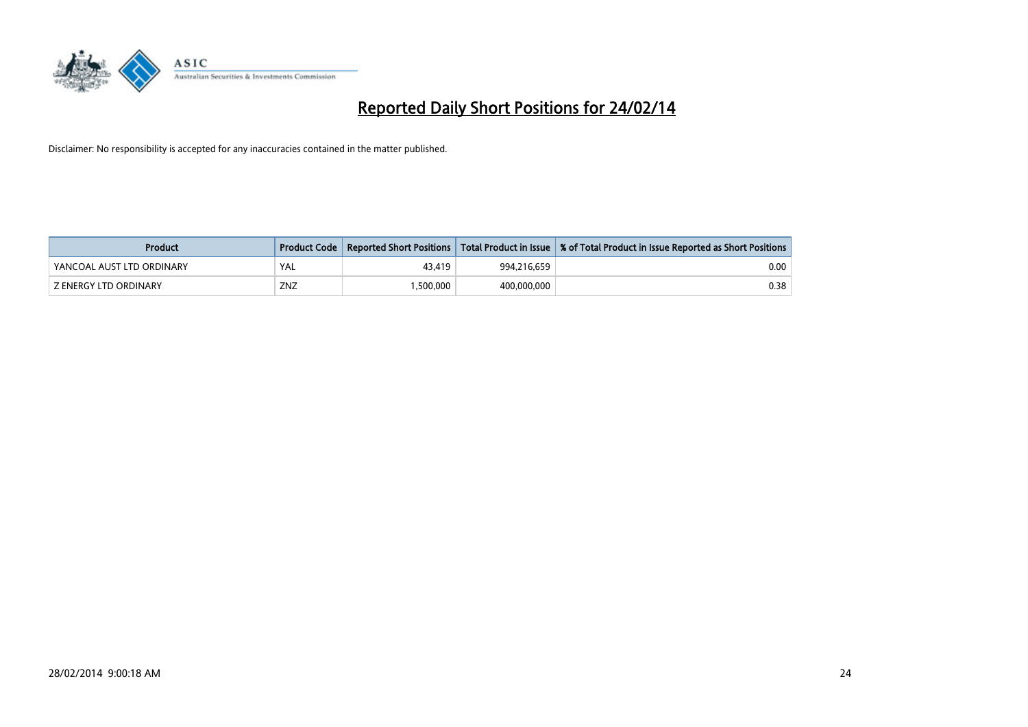# Reported Daily Short Positions for 24/02/14

Disclaimer: No responsibility is accepted for any inaccuracies contained in the matter published.

| Product | Product Code | Reported Short Positions | Total Product in Issue | % of Total Product in Issue Reported as Short Positions |
|---|---|---|---|---|
| YANCOAL AUST LTD ORDINARY | YAL | 43,419 | 994,216,659 | 0.00 |
| Z ENERGY LTD ORDINARY | ZNZ | 1,500,000 | 400,000,000 | 0.38 |

28/02/2014 9:00:18 AM